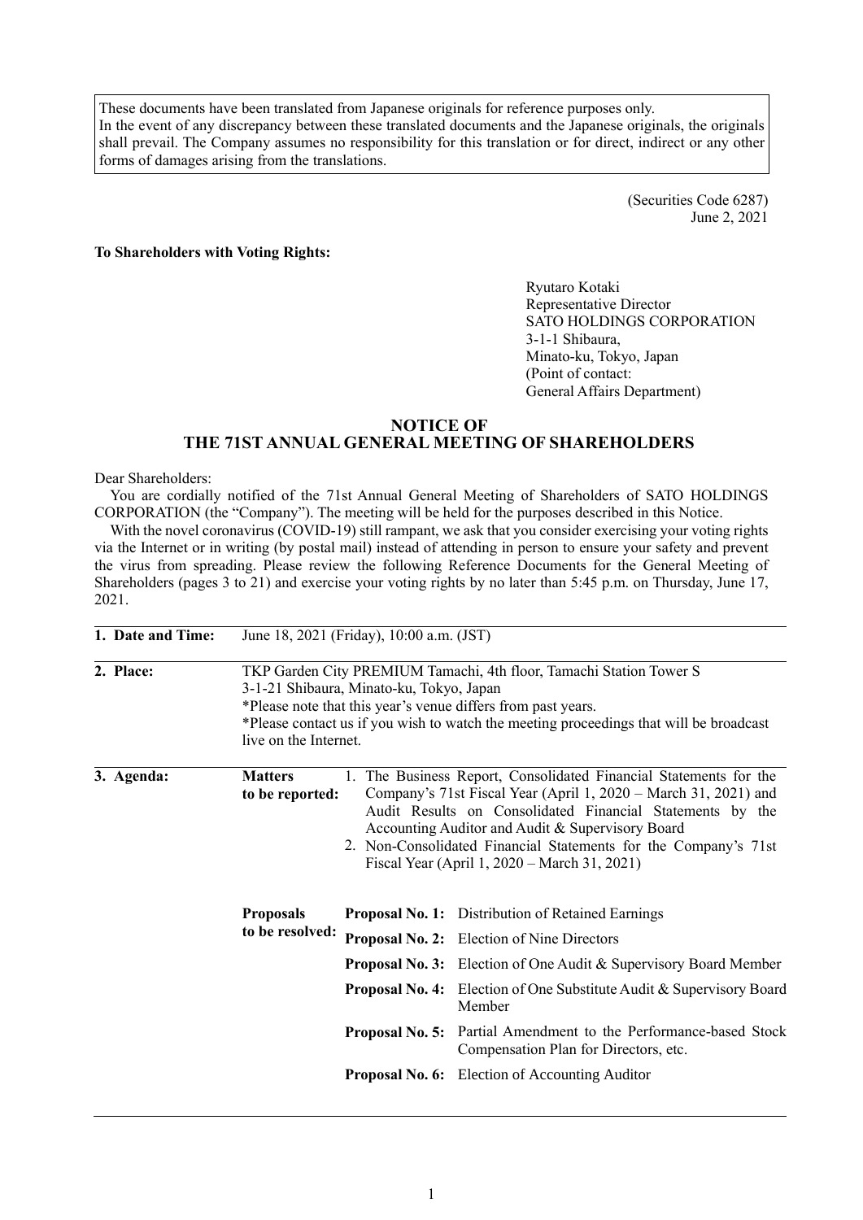These documents have been translated from Japanese originals for reference purposes only.
In the event of any discrepancy between these translated documents and the Japanese originals, the originals shall prevail. The Company assumes no responsibility for this translation or for direct, indirect or any other forms of damages arising from the translations.

(Securities Code 6287)
June 2, 2021

**To Shareholders with Voting Rights:**

Ryutaro Kotaki
Representative Director
SATO HOLDINGS CORPORATION
3-1-1 Shibaura,
Minato-ku, Tokyo, Japan
(Point of contact:
General Affairs Department)

# NOTICE OF THE 71ST ANNUAL GENERAL MEETING OF SHAREHOLDERS

Dear Shareholders:

You are cordially notified of the 71st Annual General Meeting of Shareholders of SATO HOLDINGS CORPORATION (the "Company"). The meeting will be held for the purposes described in this Notice.

With the novel coronavirus (COVID-19) still rampant, we ask that you consider exercising your voting rights via the Internet or in writing (by postal mail) instead of attending in person to ensure your safety and prevent the virus from spreading. Please review the following Reference Documents for the General Meeting of Shareholders (pages 3 to 21) and exercise your voting rights by no later than 5:45 p.m. on Thursday, June 17, 2021.

**1. Date and Time:** June 18, 2021 (Friday), 10:00 a.m. (JST)

**2. Place:** TKP Garden City PREMIUM Tamachi, 4th floor, Tamachi Station Tower S
3-1-21 Shibaura, Minato-ku, Tokyo, Japan
*Please note that this year's venue differs from past years.
*Please contact us if you wish to watch the meeting proceedings that will be broadcast live on the Internet.

**3. Agenda:**

**Matters to be reported:**

1. The Business Report, Consolidated Financial Statements for the Company's 71st Fiscal Year (April 1, 2020 – March 31, 2021) and Audit Results on Consolidated Financial Statements by the Accounting Auditor and Audit & Supervisory Board
2. Non-Consolidated Financial Statements for the Company's 71st Fiscal Year (April 1, 2020 – March 31, 2021)

**Proposals to be resolved:**

**Proposal No. 1:** Distribution of Retained Earnings

**Proposal No. 2:** Election of Nine Directors

**Proposal No. 3:** Election of One Audit & Supervisory Board Member

**Proposal No. 4:** Election of One Substitute Audit & Supervisory Board Member

**Proposal No. 5:** Partial Amendment to the Performance-based Stock Compensation Plan for Directors, etc.

**Proposal No. 6:** Election of Accounting Auditor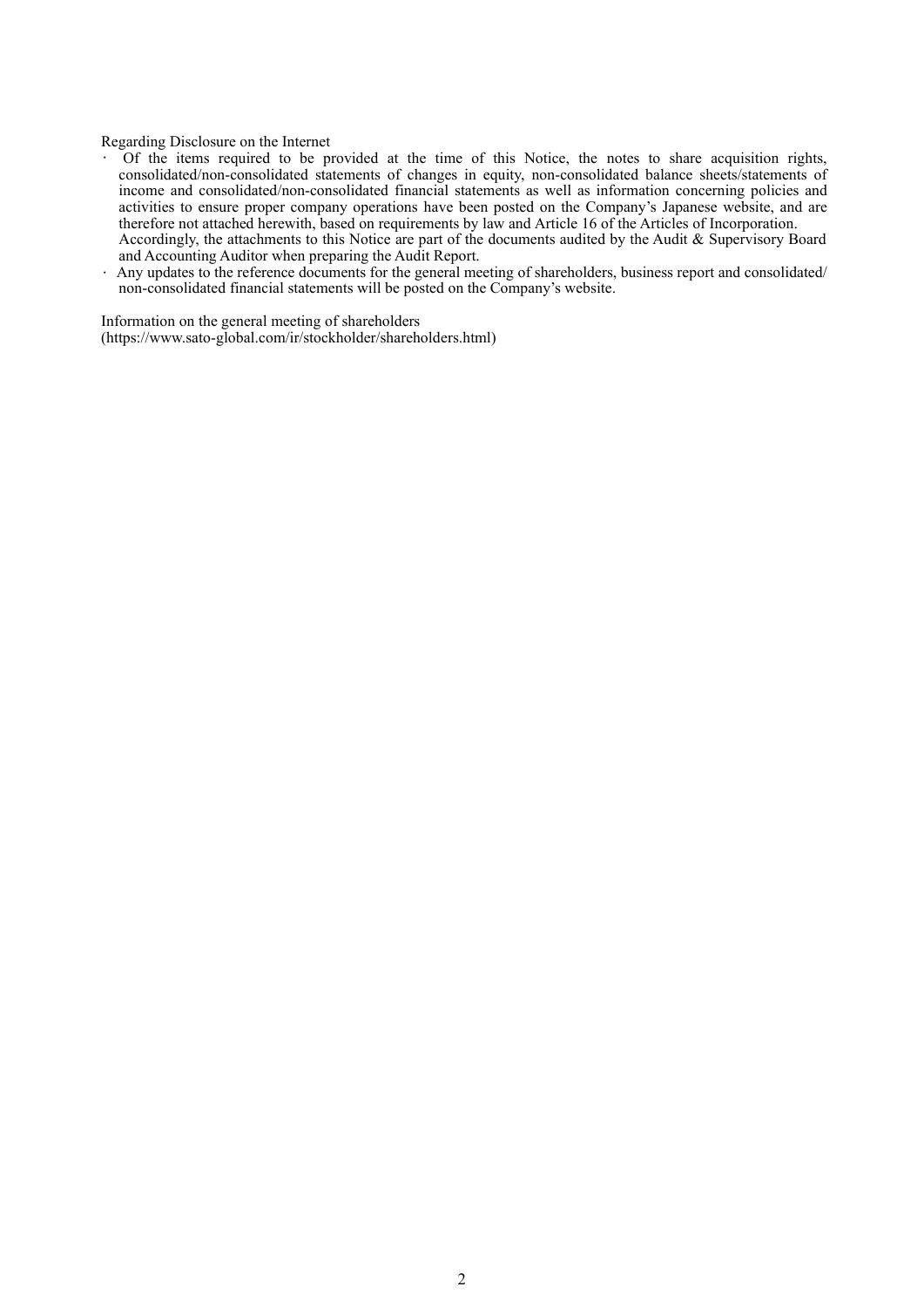Regarding Disclosure on the Internet

- Of the items required to be provided at the time of this Notice, the notes to share acquisition rights, consolidated/non-consolidated statements of changes in equity, non-consolidated balance sheets/statements of income and consolidated/non-consolidated financial statements as well as information concerning policies and activities to ensure proper company operations have been posted on the Company's Japanese website, and are therefore not attached herewith, based on requirements by law and Article 16 of the Articles of Incorporation.
  Accordingly, the attachments to this Notice are part of the documents audited by the Audit & Supervisory Board and Accounting Auditor when preparing the Audit Report.
- Any updates to the reference documents for the general meeting of shareholders, business report and consolidated/non-consolidated financial statements will be posted on the Company's website.

Information on the general meeting of shareholders
(https://www.sato-global.com/ir/stockholder/shareholders.html)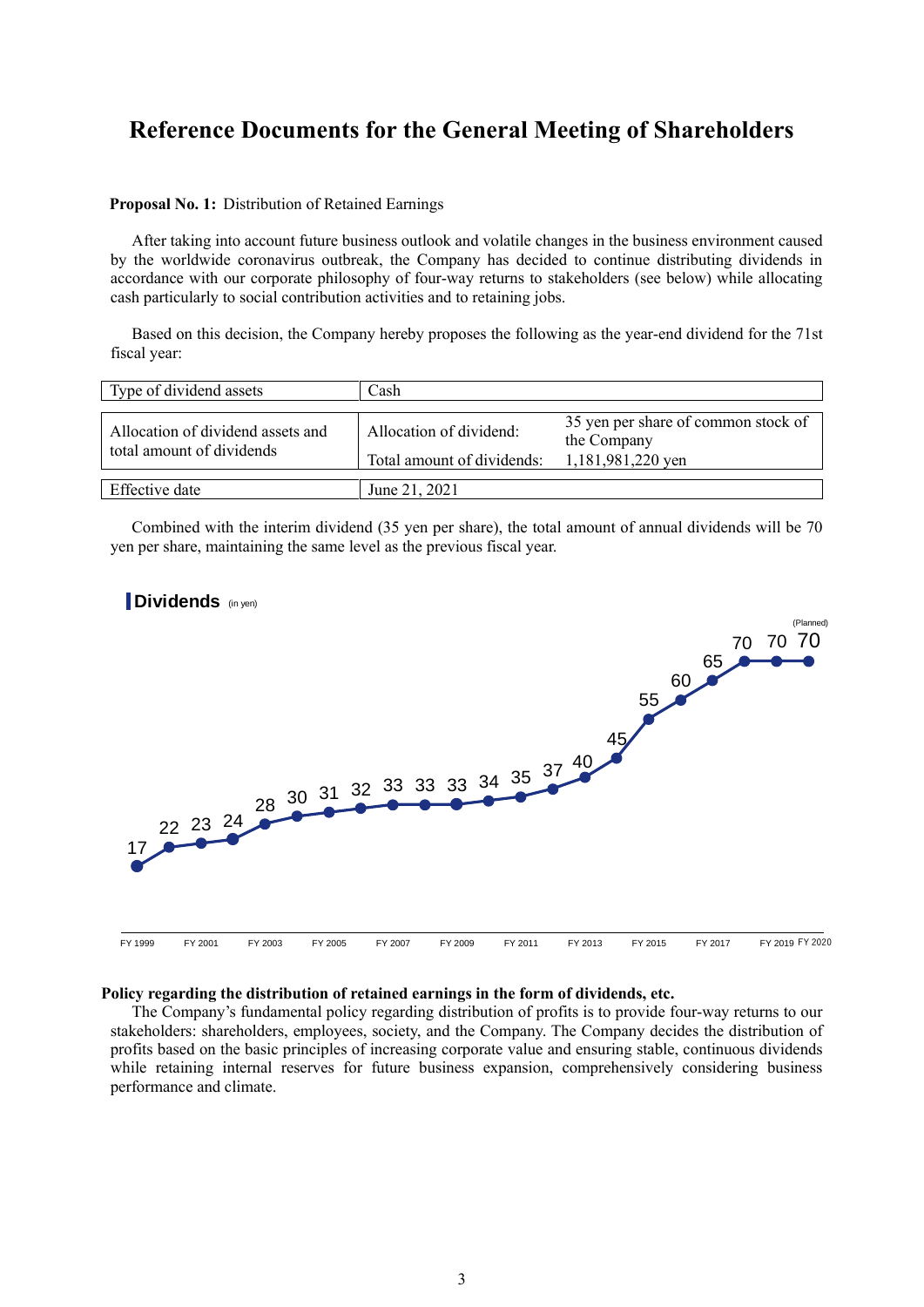# Reference Documents for the General Meeting of Shareholders

**Proposal No. 1:** Distribution of Retained Earnings

After taking into account future business outlook and volatile changes in the business environment caused by the worldwide coronavirus outbreak, the Company has decided to continue distributing dividends in accordance with our corporate philosophy of four-way returns to stakeholders (see below) while allocating cash particularly to social contribution activities and to retaining jobs.

Based on this decision, the Company hereby proposes the following as the year-end dividend for the 71st fiscal year:

| Type of dividend assets | Cash | |
|---|---|---|
| Allocation of dividend assets and total amount of dividends | Allocation of dividend: | 35 yen per share of common stock of the Company |
| | Total amount of dividends: | 1,181,981,220 yen |
| Effective date | June 21, 2021 | |

Combined with the interim dividend (35 yen per share), the total amount of annual dividends will be 70 yen per share, maintaining the same level as the previous fiscal year.

**Dividends** (in yen)

| FY 1999 | | FY 2001 | | FY 2003 | | FY 2005 | | FY 2007 | | FY 2009 | | FY 2011 | | FY 2013 | | FY 2015 | | FY 2017 | | FY 2019 | FY 2020 (Planned) |
|---|---|---|---|---|---|---|---|---|---|---|---|---|---|---|---|---|---|---|---|---|---|
| 17 | 22 | 23 | 24 | 28 | 30 | 31 | 32 | 33 | 33 | 33 | 34 | 35 | 37 | 40 | 45 | 55 | 60 | 65 | 70 | 70 | 70 |

**Policy regarding the distribution of retained earnings in the form of dividends, etc.**

The Company's fundamental policy regarding distribution of profits is to provide four-way returns to our stakeholders: shareholders, employees, society, and the Company. The Company decides the distribution of profits based on the basic principles of increasing corporate value and ensuring stable, continuous dividends while retaining internal reserves for future business expansion, comprehensively considering business performance and climate.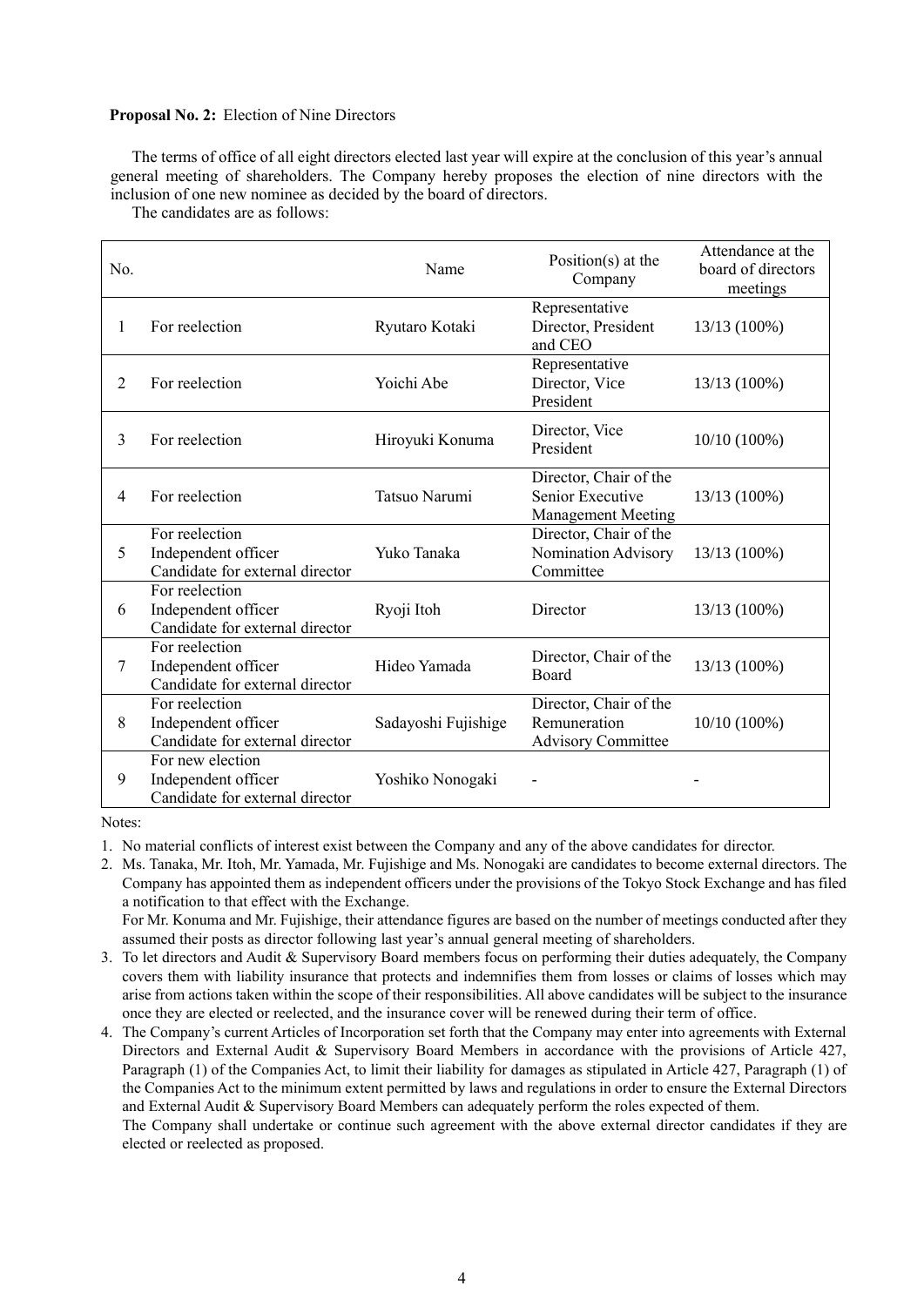**Proposal No. 2:** Election of Nine Directors

The terms of office of all eight directors elected last year will expire at the conclusion of this year's annual general meeting of shareholders. The Company hereby proposes the election of nine directors with the inclusion of one new nominee as decided by the board of directors.

The candidates are as follows:

| No. | | Name | Position(s) at the Company | Attendance at the board of directors meetings |
|---|---|---|---|---|
| 1 | For reelection | Ryutaro Kotaki | Representative Director, President and CEO | 13/13 (100%) |
| 2 | For reelection | Yoichi Abe | Representative Director, Vice President | 13/13 (100%) |
| 3 | For reelection | Hiroyuki Konuma | Director, Vice President | 10/10 (100%) |
| 4 | For reelection | Tatsuo Narumi | Director, Chair of the Senior Executive Management Meeting | 13/13 (100%) |
| 5 | For reelection<br>Independent officer<br>Candidate for external director | Yuko Tanaka | Director, Chair of the Nomination Advisory Committee | 13/13 (100%) |
| 6 | For reelection<br>Independent officer<br>Candidate for external director | Ryoji Itoh | Director | 13/13 (100%) |
| 7 | For reelection<br>Independent officer<br>Candidate for external director | Hideo Yamada | Director, Chair of the Board | 13/13 (100%) |
| 8 | For reelection<br>Independent officer<br>Candidate for external director | Sadayoshi Fujishige | Director, Chair of the Remuneration Advisory Committee | 10/10 (100%) |
| 9 | For new election<br>Independent officer<br>Candidate for external director | Yoshiko Nonogaki | - | - |

Notes:

1. No material conflicts of interest exist between the Company and any of the above candidates for director.
2. Ms. Tanaka, Mr. Itoh, Mr. Yamada, Mr. Fujishige and Ms. Nonogaki are candidates to become external directors. The Company has appointed them as independent officers under the provisions of the Tokyo Stock Exchange and has filed a notification to that effect with the Exchange.
   For Mr. Konuma and Mr. Fujishige, their attendance figures are based on the number of meetings conducted after they assumed their posts as director following last year's annual general meeting of shareholders.
3. To let directors and Audit & Supervisory Board members focus on performing their duties adequately, the Company covers them with liability insurance that protects and indemnifies them from losses or claims of losses which may arise from actions taken within the scope of their responsibilities. All above candidates will be subject to the insurance once they are elected or reelected, and the insurance cover will be renewed during their term of office.
4. The Company's current Articles of Incorporation set forth that the Company may enter into agreements with External Directors and External Audit & Supervisory Board Members in accordance with the provisions of Article 427, Paragraph (1) of the Companies Act, to limit their liability for damages as stipulated in Article 427, Paragraph (1) of the Companies Act to the minimum extent permitted by laws and regulations in order to ensure the External Directors and External Audit & Supervisory Board Members can adequately perform the roles expected of them.
   The Company shall undertake or continue such agreement with the above external director candidates if they are elected or reelected as proposed.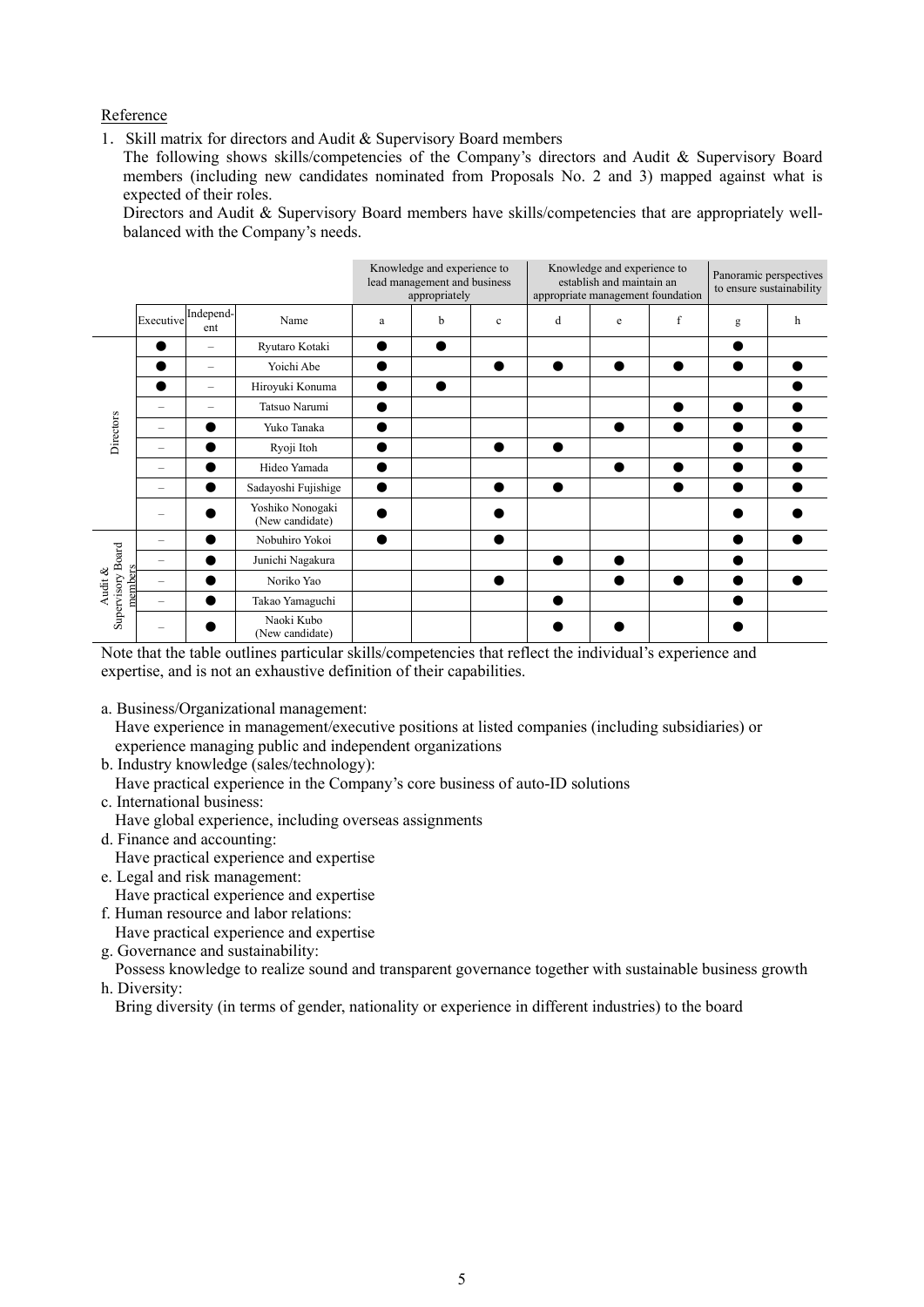Reference

1. Skill matrix for directors and Audit & Supervisory Board members

The following shows skills/competencies of the Company's directors and Audit & Supervisory Board members (including new candidates nominated from Proposals No. 2 and 3) mapped against what is expected of their roles.

Directors and Audit & Supervisory Board members have skills/competencies that are appropriately well-balanced with the Company's needs.

| | | | | Knowledge and experience to lead management and business appropriately | | | Knowledge and experience to establish and maintain an appropriate management foundation | | | Panoramic perspectives to ensure sustainability | |
|---|---|---|---|---|---|---|---|---|---|---|---|
| | Executive | Independent | Name | a | b | c | d | e | f | g | h |
| Directors | ● | – | Ryutaro Kotaki | ● | ● | | | | | ● | |
| | ● | – | Yoichi Abe | ● | | ● | ● | ● | ● | ● | ● |
| | ● | – | Hiroyuki Konuma | ● | ● | | | | | | ● |
| | – | – | Tatsuo Narumi | ● | | | | | ● | ● | ● |
| | – | ● | Yuko Tanaka | ● | | | | ● | ● | ● | ● |
| | – | ● | Ryoji Itoh | ● | | ● | ● | | | ● | ● |
| | – | ● | Hideo Yamada | ● | | | | ● | ● | ● | ● |
| | – | ● | Sadayoshi Fujishige | ● | | ● | ● | | ● | ● | ● |
| | – | ● | Yoshiko Nonogaki (New candidate) | ● | | ● | | | | ● | ● |
| Audit & Supervisory Board members | – | ● | Nobuhiro Yokoi | ● | | ● | | | | ● | ● |
| | – | ● | Junichi Nagakura | | | | ● | ● | | ● | |
| | – | ● | Noriko Yao | | | ● | | ● | ● | ● | ● |
| | – | ● | Takao Yamaguchi | | | | ● | | | ● | |
| | – | ● | Naoki Kubo (New candidate) | | | | ● | ● | | ● | |

Note that the table outlines particular skills/competencies that reflect the individual's experience and expertise, and is not an exhaustive definition of their capabilities.

a. Business/Organizational management:
Have experience in management/executive positions at listed companies (including subsidiaries) or experience managing public and independent organizations

b. Industry knowledge (sales/technology):
Have practical experience in the Company's core business of auto-ID solutions

c. International business:
Have global experience, including overseas assignments

d. Finance and accounting:
Have practical experience and expertise

e. Legal and risk management:
Have practical experience and expertise

f. Human resource and labor relations:
Have practical experience and expertise

g. Governance and sustainability:
Possess knowledge to realize sound and transparent governance together with sustainable business growth

h. Diversity:
Bring diversity (in terms of gender, nationality or experience in different industries) to the board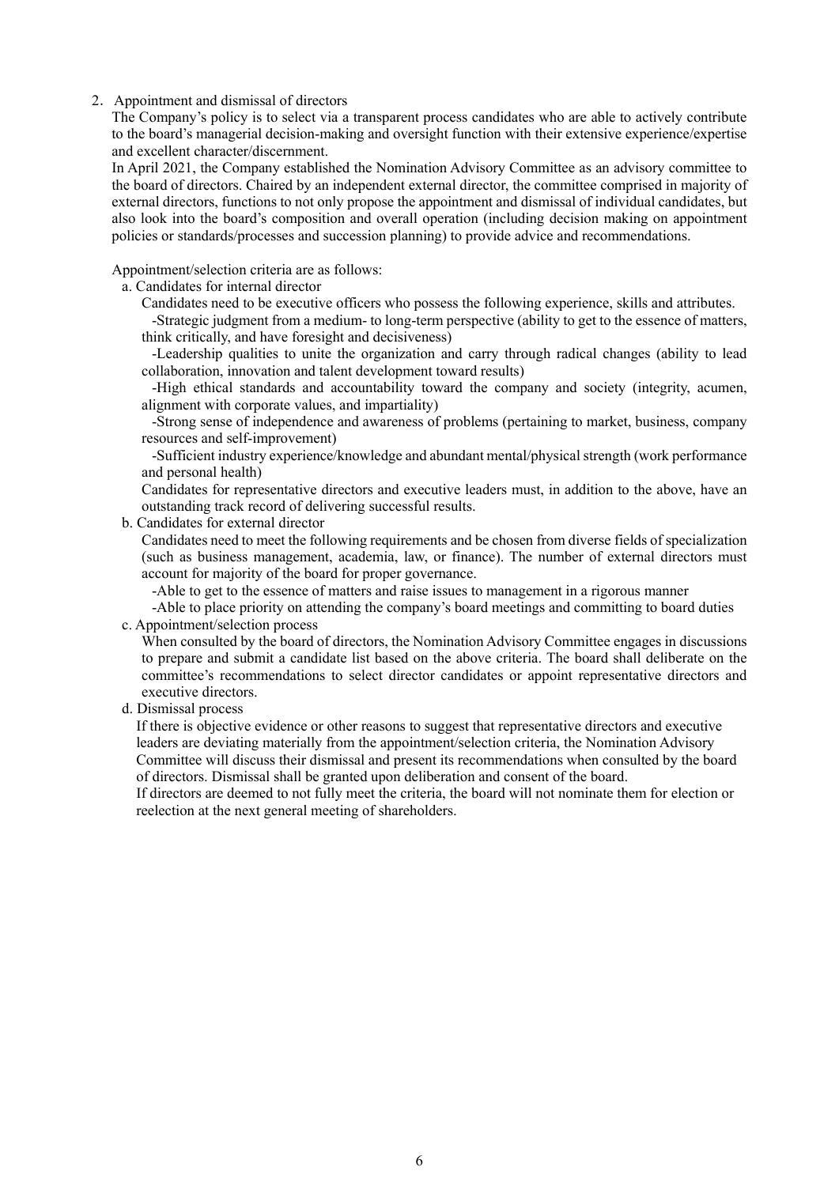## 2. Appointment and dismissal of directors

The Company's policy is to select via a transparent process candidates who are able to actively contribute to the board's managerial decision-making and oversight function with their extensive experience/expertise and excellent character/discernment.

In April 2021, the Company established the Nomination Advisory Committee as an advisory committee to the board of directors. Chaired by an independent external director, the committee comprised in majority of external directors, functions to not only propose the appointment and dismissal of individual candidates, but also look into the board's composition and overall operation (including decision making on appointment policies or standards/processes and succession planning) to provide advice and recommendations.

Appointment/selection criteria are as follows:

a. Candidates for internal director

Candidates need to be executive officers who possess the following experience, skills and attributes.

-Strategic judgment from a medium- to long-term perspective (ability to get to the essence of matters, think critically, and have foresight and decisiveness)

-Leadership qualities to unite the organization and carry through radical changes (ability to lead collaboration, innovation and talent development toward results)

-High ethical standards and accountability toward the company and society (integrity, acumen, alignment with corporate values, and impartiality)

-Strong sense of independence and awareness of problems (pertaining to market, business, company resources and self-improvement)

-Sufficient industry experience/knowledge and abundant mental/physical strength (work performance and personal health)

Candidates for representative directors and executive leaders must, in addition to the above, have an outstanding track record of delivering successful results.

b. Candidates for external director

Candidates need to meet the following requirements and be chosen from diverse fields of specialization (such as business management, academia, law, or finance). The number of external directors must account for majority of the board for proper governance.

-Able to get to the essence of matters and raise issues to management in a rigorous manner

-Able to place priority on attending the company's board meetings and committing to board duties

c. Appointment/selection process

When consulted by the board of directors, the Nomination Advisory Committee engages in discussions to prepare and submit a candidate list based on the above criteria. The board shall deliberate on the committee's recommendations to select director candidates or appoint representative directors and executive directors.

d. Dismissal process

If there is objective evidence or other reasons to suggest that representative directors and executive leaders are deviating materially from the appointment/selection criteria, the Nomination Advisory Committee will discuss their dismissal and present its recommendations when consulted by the board of directors. Dismissal shall be granted upon deliberation and consent of the board.

If directors are deemed to not fully meet the criteria, the board will not nominate them for election or reelection at the next general meeting of shareholders.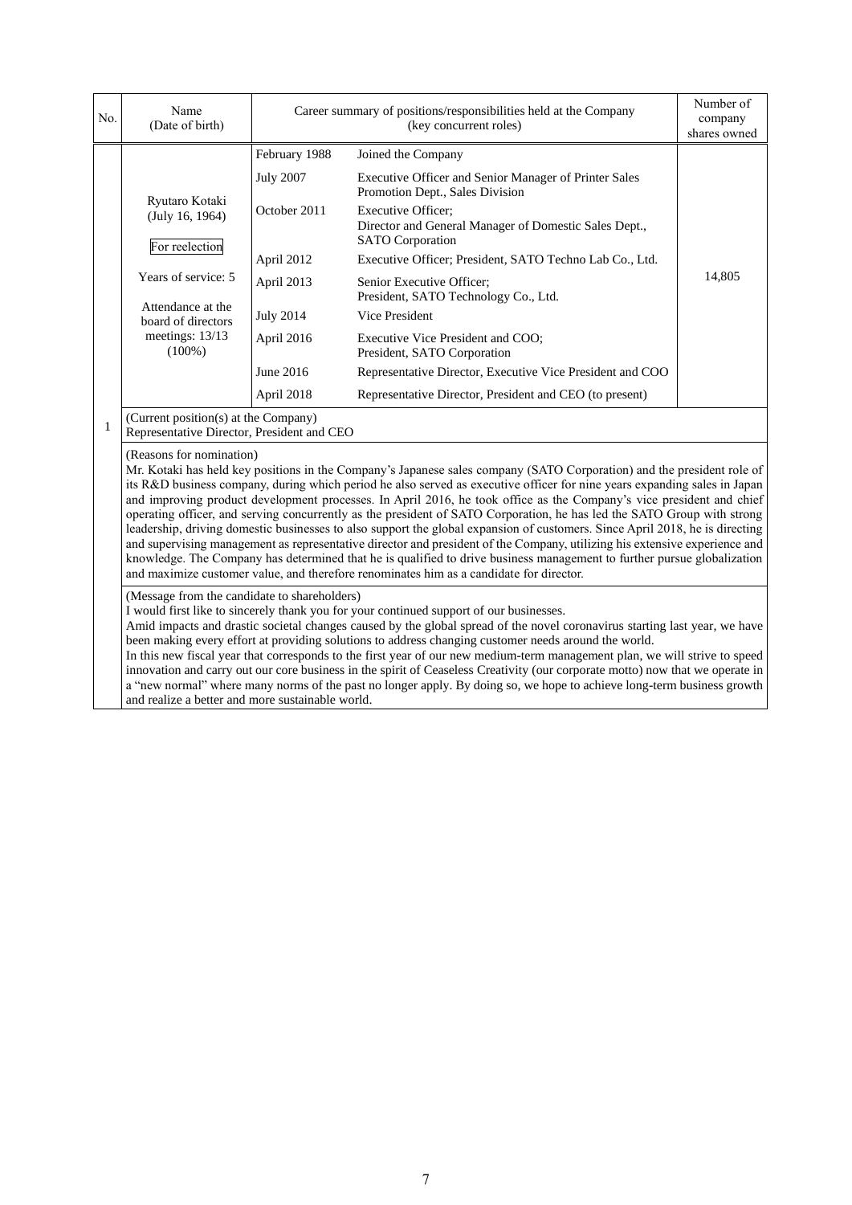| No. | Name (Date of birth) | Career summary of positions/responsibilities held at the Company (key concurrent roles) | | Number of company shares owned |
|---|---|---|---|---|
| 1 | Ryutaro Kotaki (July 16, 1964)<br><br>For reelection<br><br>Years of service: 5<br><br>Attendance at the board of directors meetings: 13/13 (100%) | February 1988 | Joined the Company | 14,805 |
| | | July 2007 | Executive Officer and Senior Manager of Printer Sales Promotion Dept., Sales Division | |
| | | October 2011 | Executive Officer;<br>Director and General Manager of Domestic Sales Dept., SATO Corporation | |
| | | April 2012 | Executive Officer; President, SATO Techno Lab Co., Ltd. | |
| | | April 2013 | Senior Executive Officer;<br>President, SATO Technology Co., Ltd. | |
| | | July 2014 | Vice President | |
| | | April 2016 | Executive Vice President and COO;<br>President, SATO Corporation | |
| | | June 2016 | Representative Director, Executive Vice President and COO | |
| | | April 2018 | Representative Director, President and CEO (to present) | |

(Current position(s) at the Company)
Representative Director, President and CEO

(Reasons for nomination)
Mr. Kotaki has held key positions in the Company's Japanese sales company (SATO Corporation) and the president role of its R&D business company, during which period he also served as executive officer for nine years expanding sales in Japan and improving product development processes. In April 2016, he took office as the Company's vice president and chief operating officer, and serving concurrently as the president of SATO Corporation, he has led the SATO Group with strong leadership, driving domestic businesses to also support the global expansion of customers. Since April 2018, he is directing and supervising management as representative director and president of the Company, utilizing his extensive experience and knowledge. The Company has determined that he is qualified to drive business management to further pursue globalization and maximize customer value, and therefore renominates him as a candidate for director.

(Message from the candidate to shareholders)
I would first like to sincerely thank you for your continued support of our businesses.
Amid impacts and drastic societal changes caused by the global spread of the novel coronavirus starting last year, we have been making every effort at providing solutions to address changing customer needs around the world.
In this new fiscal year that corresponds to the first year of our new medium-term management plan, we will strive to speed innovation and carry out our core business in the spirit of Ceaseless Creativity (our corporate motto) now that we operate in a "new normal" where many norms of the past no longer apply. By doing so, we hope to achieve long-term business growth and realize a better and more sustainable world.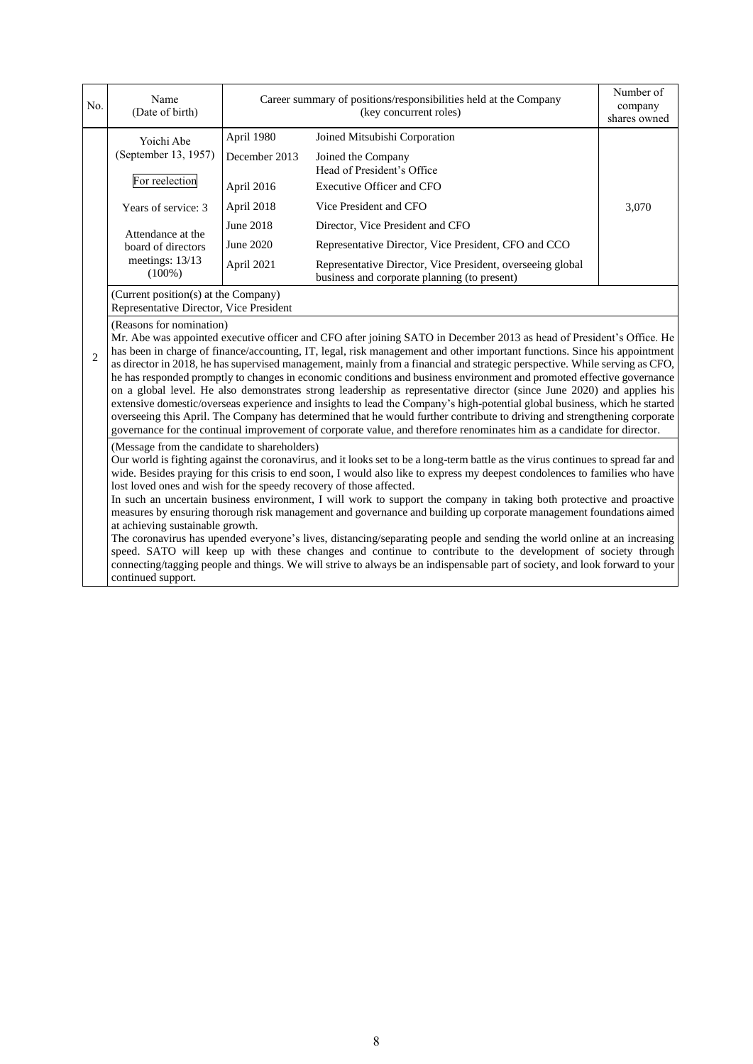| No. | Name (Date of birth) | Career summary of positions/responsibilities held at the Company (key concurrent roles) | | Number of company shares owned |
|---|---|---|---|---|
| 2 | Yoichi Abe (September 13, 1957) For reelection Years of service: 3 Attendance at the board of directors meetings: 13/13 (100%) | April 1980 | Joined Mitsubishi Corporation | 3,070 |
| | | December 2013 | Joined the Company Head of President's Office | |
| | | April 2016 | Executive Officer and CFO | |
| | | April 2018 | Vice President and CFO | |
| | | June 2018 | Director, Vice President and CFO | |
| | | June 2020 | Representative Director, Vice President, CFO and CCO | |
| | | April 2021 | Representative Director, Vice President, overseeing global business and corporate planning (to present) | |

(Current position(s) at the Company)
Representative Director, Vice President

(Reasons for nomination)
Mr. Abe was appointed executive officer and CFO after joining SATO in December 2013 as head of President's Office. He has been in charge of finance/accounting, IT, legal, risk management and other important functions. Since his appointment as director in 2018, he has supervised management, mainly from a financial and strategic perspective. While serving as CFO, he has responded promptly to changes in economic conditions and business environment and promoted effective governance on a global level. He also demonstrates strong leadership as representative director (since June 2020) and applies his extensive domestic/overseas experience and insights to lead the Company's high-potential global business, which he started overseeing this April. The Company has determined that he would further contribute to driving and strengthening corporate governance for the continual improvement of corporate value, and therefore renominates him as a candidate for director.

(Message from the candidate to shareholders)
Our world is fighting against the coronavirus, and it looks set to be a long-term battle as the virus continues to spread far and wide. Besides praying for this crisis to end soon, I would also like to express my deepest condolences to families who have lost loved ones and wish for the speedy recovery of those affected.
In such an uncertain business environment, I will work to support the company in taking both protective and proactive measures by ensuring thorough risk management and governance and building up corporate management foundations aimed at achieving sustainable growth.
The coronavirus has upended everyone's lives, distancing/separating people and sending the world online at an increasing speed. SATO will keep up with these changes and continue to contribute to the development of society through connecting/tagging people and things. We will strive to always be an indispensable part of society, and look forward to your continued support.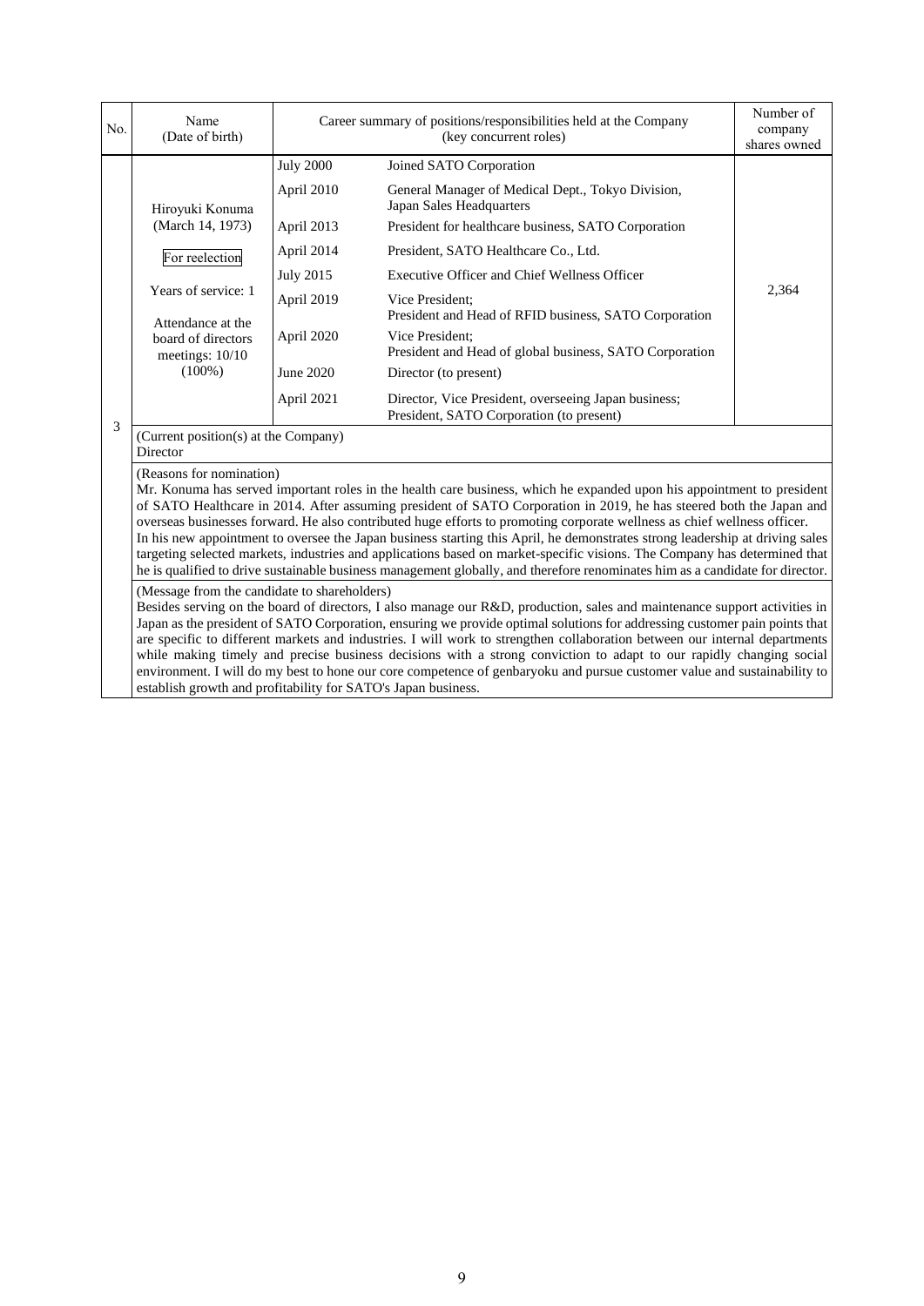| No. | Name (Date of birth) | Career summary of positions/responsibilities held at the Company (key concurrent roles) | | Number of company shares owned |
|---|---|---|---|---|
| 3 | Hiroyuki Konuma (March 14, 1973) For reelection Years of service: 1 Attendance at the board of directors meetings: 10/10 (100%) | July 2000 | Joined SATO Corporation | 2,364 |
| | | April 2010 | General Manager of Medical Dept., Tokyo Division, Japan Sales Headquarters | |
| | | April 2013 | President for healthcare business, SATO Corporation | |
| | | April 2014 | President, SATO Healthcare Co., Ltd. | |
| | | July 2015 | Executive Officer and Chief Wellness Officer | |
| | | April 2019 | Vice President; President and Head of RFID business, SATO Corporation | |
| | | April 2020 | Vice President; President and Head of global business, SATO Corporation | |
| | | June 2020 | Director (to present) | |
| | | April 2021 | Director, Vice President, overseeing Japan business; President, SATO Corporation (to present) | |

(Current position(s) at the Company)
Director

(Reasons for nomination)
Mr. Konuma has served important roles in the health care business, which he expanded upon his appointment to president of SATO Healthcare in 2014. After assuming president of SATO Corporation in 2019, he has steered both the Japan and overseas businesses forward. He also contributed huge efforts to promoting corporate wellness as chief wellness officer.
In his new appointment to oversee the Japan business starting this April, he demonstrates strong leadership at driving sales targeting selected markets, industries and applications based on market-specific visions. The Company has determined that he is qualified to drive sustainable business management globally, and therefore renominates him as a candidate for director.

(Message from the candidate to shareholders)
Besides serving on the board of directors, I also manage our R&D, production, sales and maintenance support activities in Japan as the president of SATO Corporation, ensuring we provide optimal solutions for addressing customer pain points that are specific to different markets and industries. I will work to strengthen collaboration between our internal departments while making timely and precise business decisions with a strong conviction to adapt to our rapidly changing social environment. I will do my best to hone our core competence of genbaryoku and pursue customer value and sustainability to establish growth and profitability for SATO's Japan business.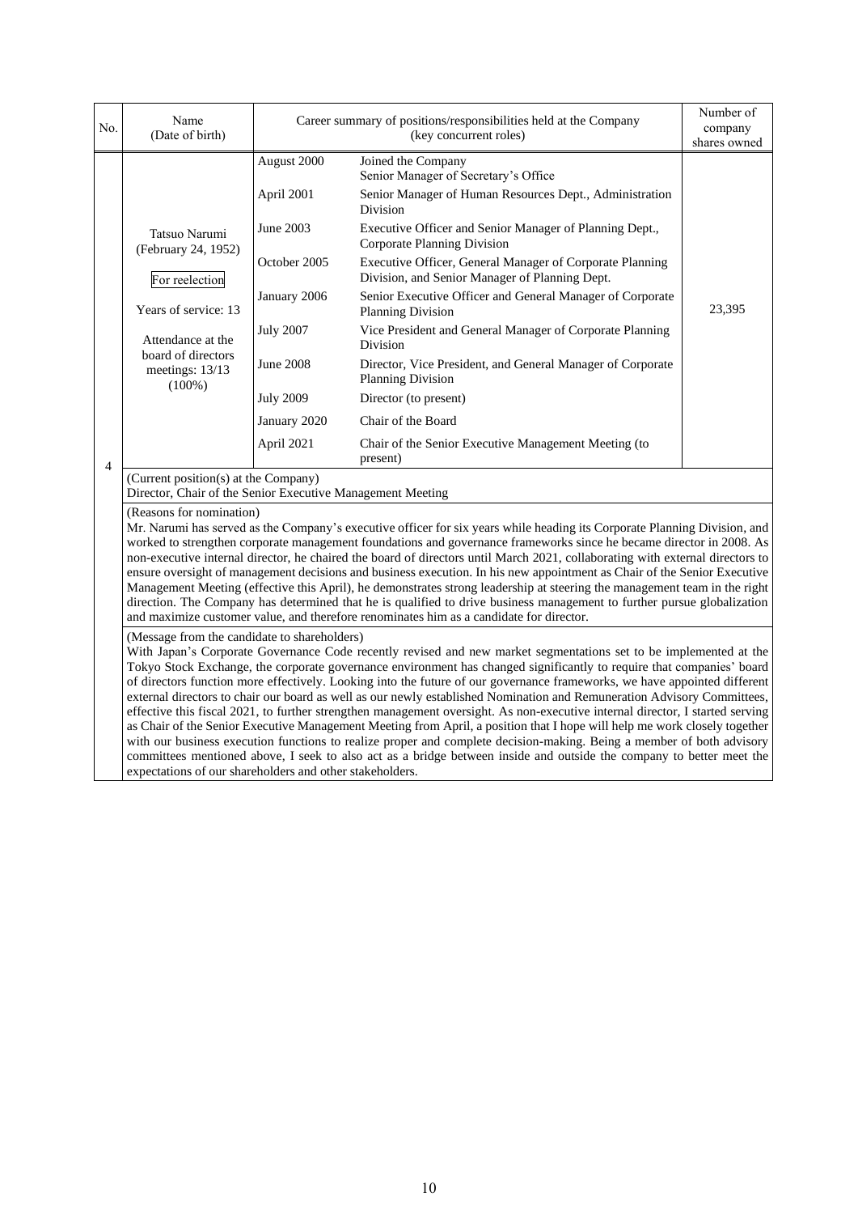| No. | Name (Date of birth) | Career summary of positions/responsibilities held at the Company (key concurrent roles) | | Number of company shares owned |
|---|---|---|---|---|
| 4 | Tatsuo Narumi (February 24, 1952)<br><br>For reelection<br><br>Years of service: 13<br><br>Attendance at the board of directors meetings: 13/13 (100%) | August 2000 | Joined the Company<br>Senior Manager of Secretary's Office | 23,395 |
| | | April 2001 | Senior Manager of Human Resources Dept., Administration Division | |
| | | June 2003 | Executive Officer and Senior Manager of Planning Dept., Corporate Planning Division | |
| | | October 2005 | Executive Officer, General Manager of Corporate Planning Division, and Senior Manager of Planning Dept. | |
| | | January 2006 | Senior Executive Officer and General Manager of Corporate Planning Division | |
| | | July 2007 | Vice President and General Manager of Corporate Planning Division | |
| | | June 2008 | Director, Vice President, and General Manager of Corporate Planning Division | |
| | | July 2009 | Director (to present) | |
| | | January 2020 | Chair of the Board | |
| | | April 2021 | Chair of the Senior Executive Management Meeting (to present) | |

(Current position(s) at the Company)
Director, Chair of the Senior Executive Management Meeting

(Reasons for nomination)
Mr. Narumi has served as the Company's executive officer for six years while heading its Corporate Planning Division, and worked to strengthen corporate management foundations and governance frameworks since he became director in 2008. As non-executive internal director, he chaired the board of directors until March 2021, collaborating with external directors to ensure oversight of management decisions and business execution. In his new appointment as Chair of the Senior Executive Management Meeting (effective this April), he demonstrates strong leadership at steering the management team in the right direction. The Company has determined that he is qualified to drive business management to further pursue globalization and maximize customer value, and therefore renominates him as a candidate for director.

(Message from the candidate to shareholders)
With Japan's Corporate Governance Code recently revised and new market segmentations set to be implemented at the Tokyo Stock Exchange, the corporate governance environment has changed significantly to require that companies' board of directors function more effectively. Looking into the future of our governance frameworks, we have appointed different external directors to chair our board as well as our newly established Nomination and Remuneration Advisory Committees, effective this fiscal 2021, to further strengthen management oversight. As non-executive internal director, I started serving as Chair of the Senior Executive Management Meeting from April, a position that I hope will help me work closely together with our business execution functions to realize proper and complete decision-making. Being a member of both advisory committees mentioned above, I seek to also act as a bridge between inside and outside the company to better meet the expectations of our shareholders and other stakeholders.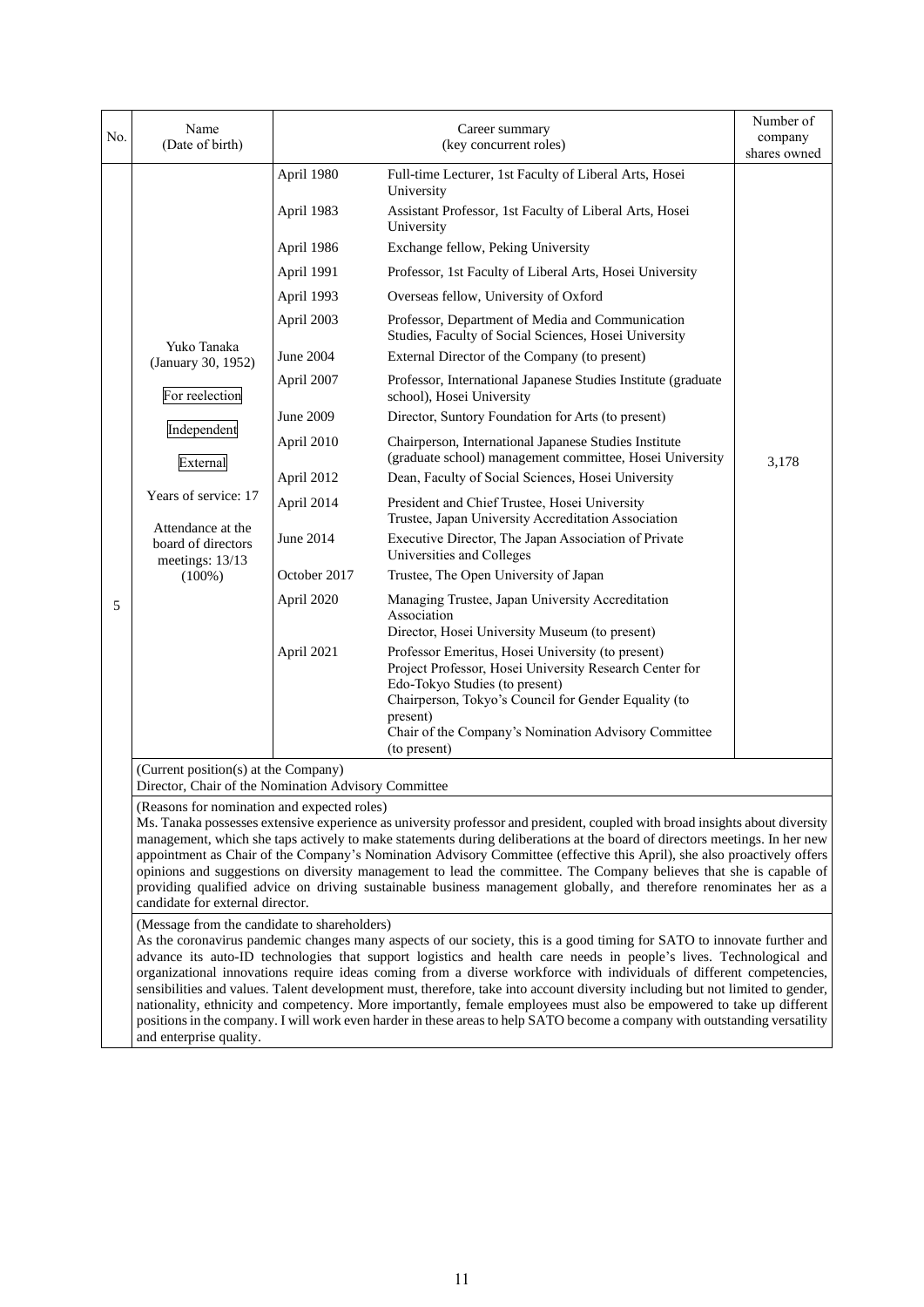| No. | Name (Date of birth) | Career summary (key concurrent roles) | | Number of company shares owned |
|---|---|---|---|---|
| 5 | Yuko Tanaka (January 30, 1952)<br>For reelection<br>Independent<br>External<br>Years of service: 17<br>Attendance at the board of directors meetings: 13/13 (100%) | April 1980 | Full-time Lecturer, 1st Faculty of Liberal Arts, Hosei University | 3,178 |
| | | April 1983 | Assistant Professor, 1st Faculty of Liberal Arts, Hosei University | |
| | | April 1986 | Exchange fellow, Peking University | |
| | | April 1991 | Professor, 1st Faculty of Liberal Arts, Hosei University | |
| | | April 1993 | Overseas fellow, University of Oxford | |
| | | April 2003 | Professor, Department of Media and Communication Studies, Faculty of Social Sciences, Hosei University | |
| | | June 2004 | External Director of the Company (to present) | |
| | | April 2007 | Professor, International Japanese Studies Institute (graduate school), Hosei University | |
| | | June 2009 | Director, Suntory Foundation for Arts (to present) | |
| | | April 2010 | Chairperson, International Japanese Studies Institute (graduate school) management committee, Hosei University | |
| | | April 2012 | Dean, Faculty of Social Sciences, Hosei University | |
| | | April 2014 | President and Chief Trustee, Hosei University<br>Trustee, Japan University Accreditation Association | |
| | | June 2014 | Executive Director, The Japan Association of Private Universities and Colleges | |
| | | October 2017 | Trustee, The Open University of Japan | |
| | | April 2020 | Managing Trustee, Japan University Accreditation Association<br>Director, Hosei University Museum (to present) | |
| | | April 2021 | Professor Emeritus, Hosei University (to present)<br>Project Professor, Hosei University Research Center for Edo-Tokyo Studies (to present)<br>Chairperson, Tokyo's Council for Gender Equality (to present)<br>Chair of the Company's Nomination Advisory Committee (to present) | |

(Current position(s) at the Company)
Director, Chair of the Nomination Advisory Committee

(Reasons for nomination and expected roles)
Ms. Tanaka possesses extensive experience as university professor and president, coupled with broad insights about diversity management, which she taps actively to make statements during deliberations at the board of directors meetings. In her new appointment as Chair of the Company's Nomination Advisory Committee (effective this April), she also proactively offers opinions and suggestions on diversity management to lead the committee. The Company believes that she is capable of providing qualified advice on driving sustainable business management globally, and therefore renominates her as a candidate for external director.

(Message from the candidate to shareholders)
As the coronavirus pandemic changes many aspects of our society, this is a good timing for SATO to innovate further and advance its auto-ID technologies that support logistics and health care needs in people's lives. Technological and organizational innovations require ideas coming from a diverse workforce with individuals of different competencies, sensibilities and values. Talent development must, therefore, take into account diversity including but not limited to gender, nationality, ethnicity and competency. More importantly, female employees must also be empowered to take up different positions in the company. I will work even harder in these areas to help SATO become a company with outstanding versatility and enterprise quality.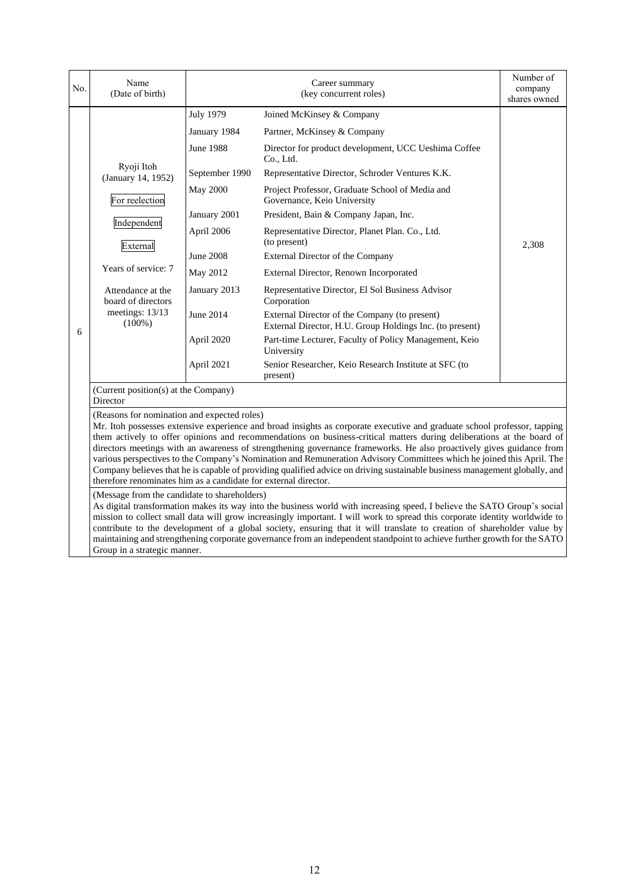| No. | Name (Date of birth) | Career summary (key concurrent roles) | | Number of company shares owned |
|---|---|---|---|---|
| 6 | Ryoji Itoh (January 14, 1952)<br><br>For reelection<br><br>Independent<br><br>External<br><br>Years of service: 7<br><br>Attendance at the board of directors meetings: 13/13 (100%) | July 1979 | Joined McKinsey & Company | 2,308 |
| | | January 1984 | Partner, McKinsey & Company | |
| | | June 1988 | Director for product development, UCC Ueshima Coffee Co., Ltd. | |
| | | September 1990 | Representative Director, Schroder Ventures K.K. | |
| | | May 2000 | Project Professor, Graduate School of Media and Governance, Keio University | |
| | | January 2001 | President, Bain & Company Japan, Inc. | |
| | | April 2006 | Representative Director, Planet Plan. Co., Ltd. (to present) | |
| | | June 2008 | External Director of the Company | |
| | | May 2012 | External Director, Renown Incorporated | |
| | | January 2013 | Representative Director, El Sol Business Advisor Corporation | |
| | | June 2014 | External Director of the Company (to present)<br>External Director, H.U. Group Holdings Inc. (to present) | |
| | | April 2020 | Part-time Lecturer, Faculty of Policy Management, Keio University | |
| | | April 2021 | Senior Researcher, Keio Research Institute at SFC (to present) | |

(Current position(s) at the Company)
Director

(Reasons for nomination and expected roles)
Mr. Itoh possesses extensive experience and broad insights as corporate executive and graduate school professor, tapping them actively to offer opinions and recommendations on business-critical matters during deliberations at the board of directors meetings with an awareness of strengthening governance frameworks. He also proactively gives guidance from various perspectives to the Company's Nomination and Remuneration Advisory Committees which he joined this April. The Company believes that he is capable of providing qualified advice on driving sustainable business management globally, and therefore renominates him as a candidate for external director.

(Message from the candidate to shareholders)
As digital transformation makes its way into the business world with increasing speed, I believe the SATO Group's social mission to collect small data will grow increasingly important. I will work to spread this corporate identity worldwide to contribute to the development of a global society, ensuring that it will translate to creation of shareholder value by maintaining and strengthening corporate governance from an independent standpoint to achieve further growth for the SATO Group in a strategic manner.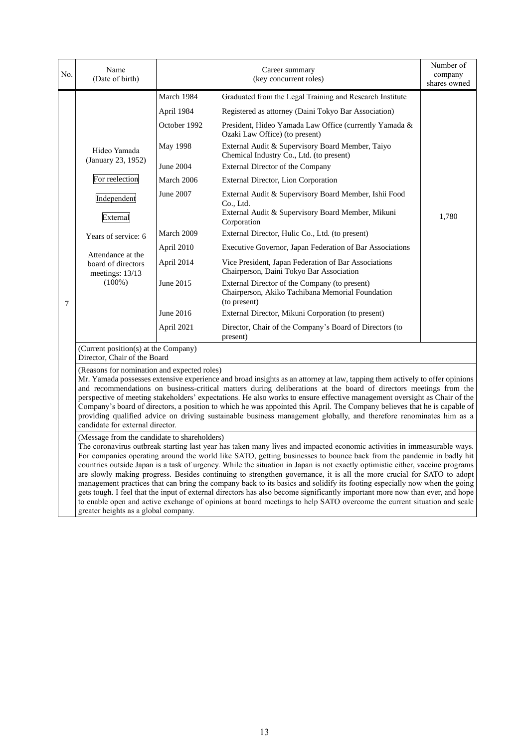| No. | Name (Date of birth) | Career summary (key concurrent roles) | | Number of company shares owned |
|---|---|---|---|---|
| 7 | Hideo Yamada (January 23, 1952)<br><br>For reelection<br><br>Independent<br><br>External<br><br>Years of service: 6<br><br>Attendance at the board of directors meetings: 13/13 (100%) | March 1984 | Graduated from the Legal Training and Research Institute | 1,780 |
| | | April 1984 | Registered as attorney (Daini Tokyo Bar Association) | |
| | | October 1992 | President, Hideo Yamada Law Office (currently Yamada & Ozaki Law Office) (to present) | |
| | | May 1998 | External Audit & Supervisory Board Member, Taiyo Chemical Industry Co., Ltd. (to present) | |
| | | June 2004 | External Director of the Company | |
| | | March 2006 | External Director, Lion Corporation | |
| | | June 2007 | External Audit & Supervisory Board Member, Ishii Food Co., Ltd.<br>External Audit & Supervisory Board Member, Mikuni Corporation | |
| | | March 2009 | External Director, Hulic Co., Ltd. (to present) | |
| | | April 2010 | Executive Governor, Japan Federation of Bar Associations | |
| | | April 2014 | Vice President, Japan Federation of Bar Associations<br>Chairperson, Daini Tokyo Bar Association | |
| | | June 2015 | External Director of the Company (to present)<br>Chairperson, Akiko Tachibana Memorial Foundation (to present) | |
| | | June 2016 | External Director, Mikuni Corporation (to present) | |
| | | April 2021 | Director, Chair of the Company's Board of Directors (to present) | |

(Current position(s) at the Company)
Director, Chair of the Board

(Reasons for nomination and expected roles)
Mr. Yamada possesses extensive experience and broad insights as an attorney at law, tapping them actively to offer opinions and recommendations on business-critical matters during deliberations at the board of directors meetings from the perspective of meeting stakeholders' expectations. He also works to ensure effective management oversight as Chair of the Company's board of directors, a position to which he was appointed this April. The Company believes that he is capable of providing qualified advice on driving sustainable business management globally, and therefore renominates him as a candidate for external director.

(Message from the candidate to shareholders)
The coronavirus outbreak starting last year has taken many lives and impacted economic activities in immeasurable ways. For companies operating around the world like SATO, getting businesses to bounce back from the pandemic in badly hit countries outside Japan is a task of urgency. While the situation in Japan is not exactly optimistic either, vaccine programs are slowly making progress. Besides continuing to strengthen governance, it is all the more crucial for SATO to adopt management practices that can bring the company back to its basics and solidify its footing especially now when the going gets tough. I feel that the input of external directors has also become significantly important more now than ever, and hope to enable open and active exchange of opinions at board meetings to help SATO overcome the current situation and scale greater heights as a global company.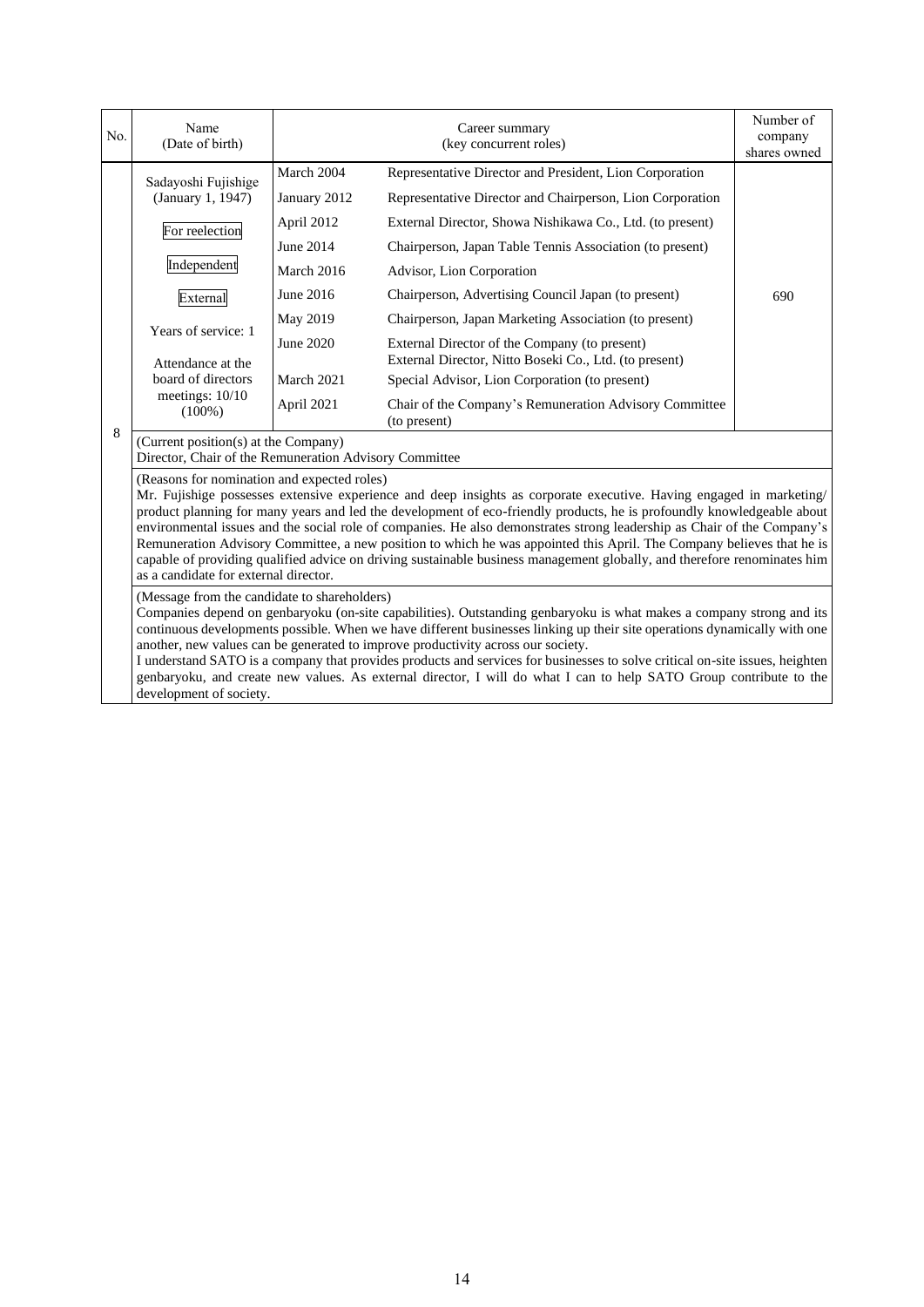| No. | Name (Date of birth) | Career summary (key concurrent roles) | | Number of company shares owned |
|---|---|---|---|---|
| 8 | Sadayoshi Fujishige (January 1, 1947)<br><br>For reelection<br><br>Independent<br><br>External<br><br>Years of service: 1<br><br>Attendance at the board of directors meetings: 10/10 (100%) | March 2004 | Representative Director and President, Lion Corporation | 690 |
| | | January 2012 | Representative Director and Chairperson, Lion Corporation | |
| | | April 2012 | External Director, Showa Nishikawa Co., Ltd. (to present) | |
| | | June 2014 | Chairperson, Japan Table Tennis Association (to present) | |
| | | March 2016 | Advisor, Lion Corporation | |
| | | June 2016 | Chairperson, Advertising Council Japan (to present) | |
| | | May 2019 | Chairperson, Japan Marketing Association (to present) | |
| | | June 2020 | External Director of the Company (to present)<br>External Director, Nitto Boseki Co., Ltd. (to present) | |
| | | March 2021 | Special Advisor, Lion Corporation (to present) | |
| | | April 2021 | Chair of the Company's Remuneration Advisory Committee (to present) | |
| | (Current position(s) at the Company)<br>Director, Chair of the Remuneration Advisory Committee | | | |
| | (Reasons for nomination and expected roles)<br>Mr. Fujishige possesses extensive experience and deep insights as corporate executive. Having engaged in marketing/ product planning for many years and led the development of eco-friendly products, he is profoundly knowledgeable about environmental issues and the social role of companies. He also demonstrates strong leadership as Chair of the Company's Remuneration Advisory Committee, a new position to which he was appointed this April. The Company believes that he is capable of providing qualified advice on driving sustainable business management globally, and therefore renominates him as a candidate for external director. | | | |
| | (Message from the candidate to shareholders)<br>Companies depend on genbaryoku (on-site capabilities). Outstanding genbaryoku is what makes a company strong and its continuous developments possible. When we have different businesses linking up their site operations dynamically with one another, new values can be generated to improve productivity across our society.<br>I understand SATO is a company that provides products and services for businesses to solve critical on-site issues, heighten genbaryoku, and create new values. As external director, I will do what I can to help SATO Group contribute to the development of society. | | | |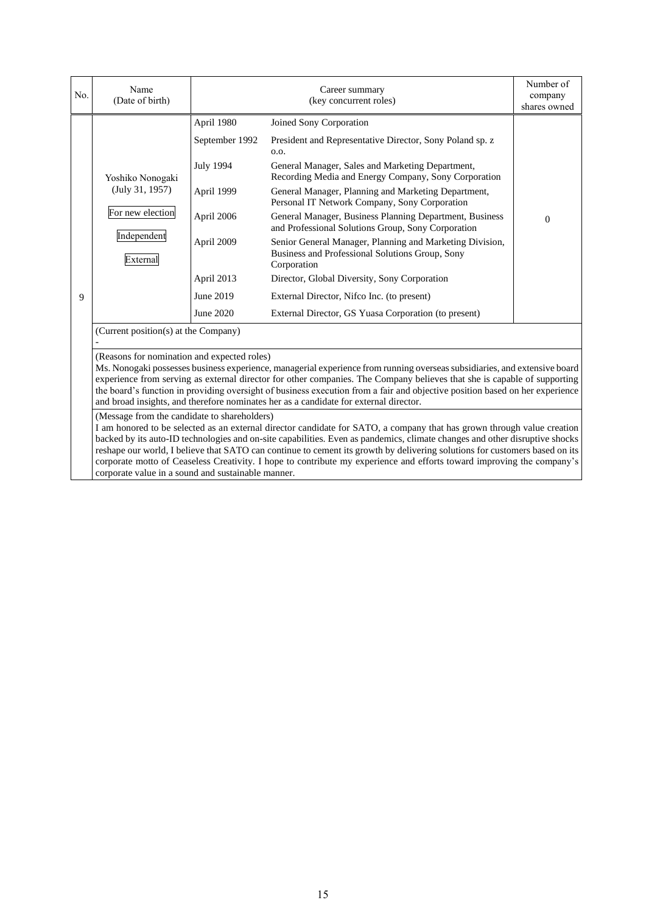| No. | Name (Date of birth) | Career summary (key concurrent roles) | | Number of company shares owned |
|---|---|---|---|---|
| 9 | Yoshiko Nonogaki (July 31, 1957)<br>For new election<br>Independent<br>External | April 1980 | Joined Sony Corporation | 0 |
| | | September 1992 | President and Representative Director, Sony Poland sp. z o.o. | |
| | | July 1994 | General Manager, Sales and Marketing Department, Recording Media and Energy Company, Sony Corporation | |
| | | April 1999 | General Manager, Planning and Marketing Department, Personal IT Network Company, Sony Corporation | |
| | | April 2006 | General Manager, Business Planning Department, Business and Professional Solutions Group, Sony Corporation | |
| | | April 2009 | Senior General Manager, Planning and Marketing Division, Business and Professional Solutions Group, Sony Corporation | |
| | | April 2013 | Director, Global Diversity, Sony Corporation | |
| | | June 2019 | External Director, Nifco Inc. (to present) | |
| | | June 2020 | External Director, GS Yuasa Corporation (to present) | |

(Current position(s) at the Company)

-

(Reasons for nomination and expected roles)

Ms. Nonogaki possesses business experience, managerial experience from running overseas subsidiaries, and extensive board experience from serving as external director for other companies. The Company believes that she is capable of supporting the board's function in providing oversight of business execution from a fair and objective position based on her experience and broad insights, and therefore nominates her as a candidate for external director.

(Message from the candidate to shareholders)

I am honored to be selected as an external director candidate for SATO, a company that has grown through value creation backed by its auto-ID technologies and on-site capabilities. Even as pandemics, climate changes and other disruptive shocks reshape our world, I believe that SATO can continue to cement its growth by delivering solutions for customers based on its corporate motto of Ceaseless Creativity. I hope to contribute my experience and efforts toward improving the company's corporate value in a sound and sustainable manner.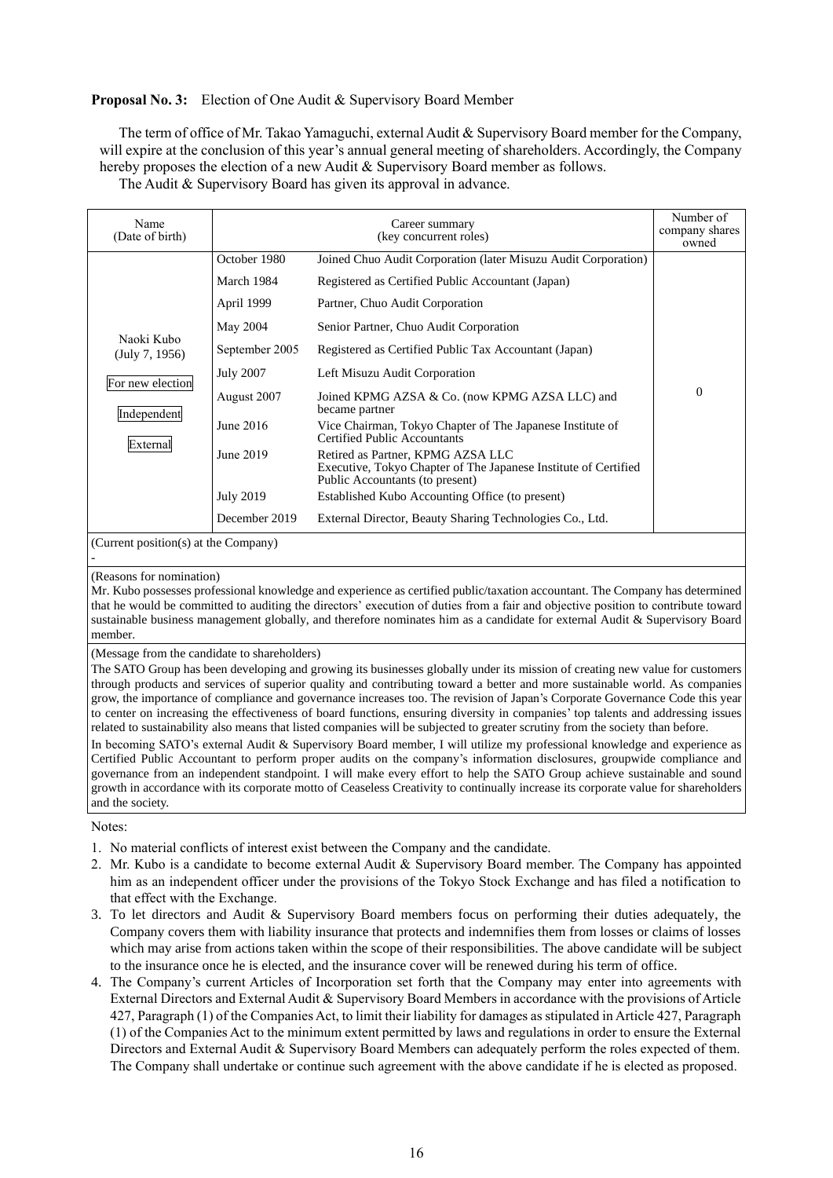**Proposal No. 3:** Election of One Audit & Supervisory Board Member

The term of office of Mr. Takao Yamaguchi, external Audit & Supervisory Board member for the Company, will expire at the conclusion of this year's annual general meeting of shareholders. Accordingly, the Company hereby proposes the election of a new Audit & Supervisory Board member as follows.

The Audit & Supervisory Board has given its approval in advance.

| Name (Date of birth) | Career summary (key concurrent roles) | | Number of company shares owned |
|---|---|---|---|
| Naoki Kubo (July 7, 1956) For new election / Independent / External | October 1980 | Joined Chuo Audit Corporation (later Misuzu Audit Corporation) | 0 |
| | March 1984 | Registered as Certified Public Accountant (Japan) | |
| | April 1999 | Partner, Chuo Audit Corporation | |
| | May 2004 | Senior Partner, Chuo Audit Corporation | |
| | September 2005 | Registered as Certified Public Tax Accountant (Japan) | |
| | July 2007 | Left Misuzu Audit Corporation | |
| | August 2007 | Joined KPMG AZSA & Co. (now KPMG AZSA LLC) and became partner | |
| | June 2016 | Vice Chairman, Tokyo Chapter of The Japanese Institute of Certified Public Accountants | |
| | June 2019 | Retired as Partner, KPMG AZSA LLC<br>Executive, Tokyo Chapter of The Japanese Institute of Certified Public Accountants (to present) | |
| | July 2019 | Established Kubo Accounting Office (to present) | |
| | December 2019 | External Director, Beauty Sharing Technologies Co., Ltd. | |

(Current position(s) at the Company)

-

(Reasons for nomination)

Mr. Kubo possesses professional knowledge and experience as certified public/taxation accountant. The Company has determined that he would be committed to auditing the directors' execution of duties from a fair and objective position to contribute toward sustainable business management globally, and therefore nominates him as a candidate for external Audit & Supervisory Board member.

(Message from the candidate to shareholders)

The SATO Group has been developing and growing its businesses globally under its mission of creating new value for customers through products and services of superior quality and contributing toward a better and more sustainable world. As companies grow, the importance of compliance and governance increases too. The revision of Japan's Corporate Governance Code this year to center on increasing the effectiveness of board functions, ensuring diversity in companies' top talents and addressing issues related to sustainability also means that listed companies will be subjected to greater scrutiny from the society than before.

In becoming SATO's external Audit & Supervisory Board member, I will utilize my professional knowledge and experience as Certified Public Accountant to perform proper audits on the company's information disclosures, groupwide compliance and governance from an independent standpoint. I will make every effort to help the SATO Group achieve sustainable and sound growth in accordance with its corporate motto of Ceaseless Creativity to continually increase its corporate value for shareholders and the society.

Notes:

1. No material conflicts of interest exist between the Company and the candidate.
2. Mr. Kubo is a candidate to become external Audit & Supervisory Board member. The Company has appointed him as an independent officer under the provisions of the Tokyo Stock Exchange and has filed a notification to that effect with the Exchange.
3. To let directors and Audit & Supervisory Board members focus on performing their duties adequately, the Company covers them with liability insurance that protects and indemnifies them from losses or claims of losses which may arise from actions taken within the scope of their responsibilities. The above candidate will be subject to the insurance once he is elected, and the insurance cover will be renewed during his term of office.
4. The Company's current Articles of Incorporation set forth that the Company may enter into agreements with External Directors and External Audit & Supervisory Board Members in accordance with the provisions of Article 427, Paragraph (1) of the Companies Act, to limit their liability for damages as stipulated in Article 427, Paragraph (1) of the Companies Act to the minimum extent permitted by laws and regulations in order to ensure the External Directors and External Audit & Supervisory Board Members can adequately perform the roles expected of them. The Company shall undertake or continue such agreement with the above candidate if he is elected as proposed.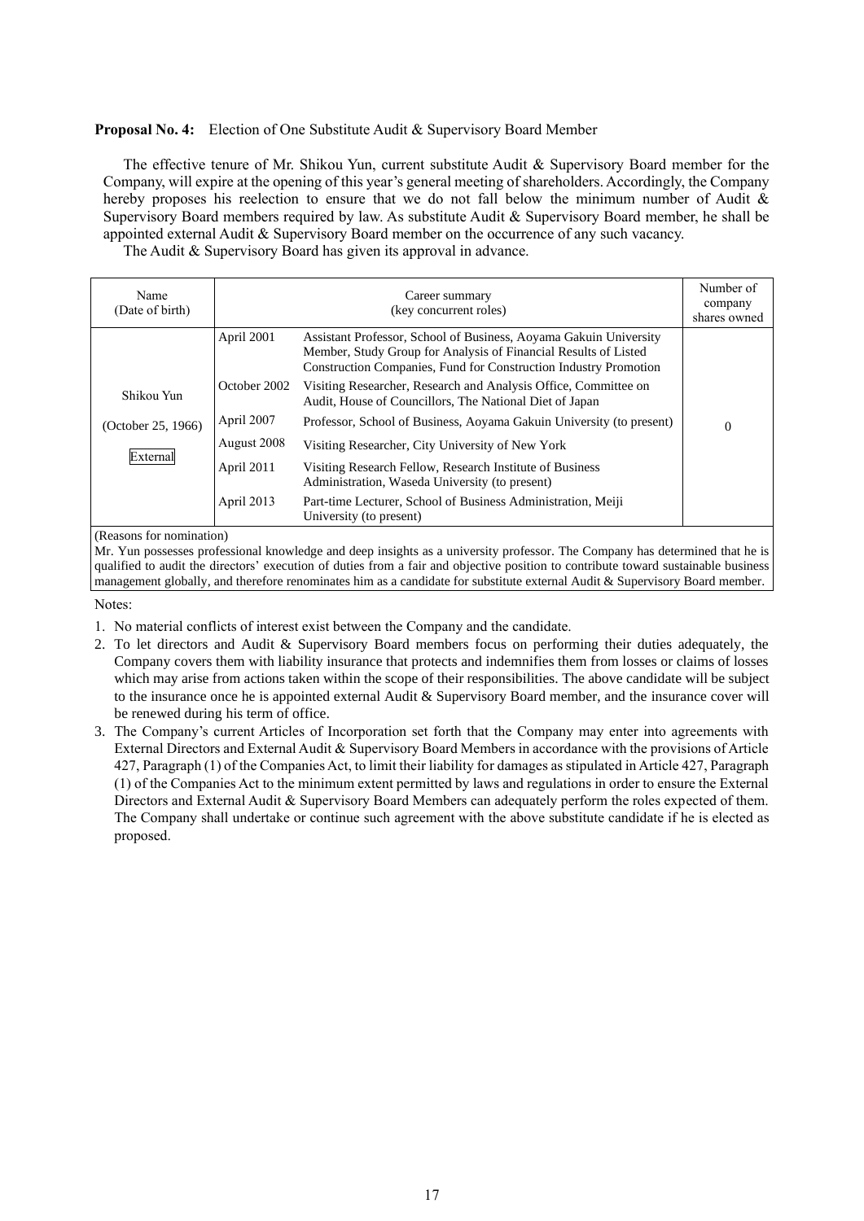**Proposal No. 4:** Election of One Substitute Audit & Supervisory Board Member

The effective tenure of Mr. Shikou Yun, current substitute Audit & Supervisory Board member for the Company, will expire at the opening of this year's general meeting of shareholders. Accordingly, the Company hereby proposes his reelection to ensure that we do not fall below the minimum number of Audit & Supervisory Board members required by law. As substitute Audit & Supervisory Board member, he shall be appointed external Audit & Supervisory Board member on the occurrence of any such vacancy.

The Audit & Supervisory Board has given its approval in advance.

| Name (Date of birth) | Career summary (key concurrent roles) | | Number of company shares owned |
|---|---|---|---|
| Shikou Yun<br>(October 25, 1966)<br>External | April 2001 | Assistant Professor, School of Business, Aoyama Gakuin University<br>Member, Study Group for Analysis of Financial Results of Listed Construction Companies, Fund for Construction Industry Promotion | 0 |
| | October 2002 | Visiting Researcher, Research and Analysis Office, Committee on Audit, House of Councillors, The National Diet of Japan | |
| | April 2007 | Professor, School of Business, Aoyama Gakuin University (to present) | |
| | August 2008 | Visiting Researcher, City University of New York | |
| | April 2011 | Visiting Research Fellow, Research Institute of Business Administration, Waseda University (to present) | |
| | April 2013 | Part-time Lecturer, School of Business Administration, Meiji University (to present) | |

(Reasons for nomination)

Mr. Yun possesses professional knowledge and deep insights as a university professor. The Company has determined that he is qualified to audit the directors' execution of duties from a fair and objective position to contribute toward sustainable business management globally, and therefore renominates him as a candidate for substitute external Audit & Supervisory Board member.

Notes:

1. No material conflicts of interest exist between the Company and the candidate.
2. To let directors and Audit & Supervisory Board members focus on performing their duties adequately, the Company covers them with liability insurance that protects and indemnifies them from losses or claims of losses which may arise from actions taken within the scope of their responsibilities. The above candidate will be subject to the insurance once he is appointed external Audit & Supervisory Board member, and the insurance cover will be renewed during his term of office.
3. The Company's current Articles of Incorporation set forth that the Company may enter into agreements with External Directors and External Audit & Supervisory Board Members in accordance with the provisions of Article 427, Paragraph (1) of the Companies Act, to limit their liability for damages as stipulated in Article 427, Paragraph (1) of the Companies Act to the minimum extent permitted by laws and regulations in order to ensure the External Directors and External Audit & Supervisory Board Members can adequately perform the roles expected of them. The Company shall undertake or continue such agreement with the above substitute candidate if he is elected as proposed.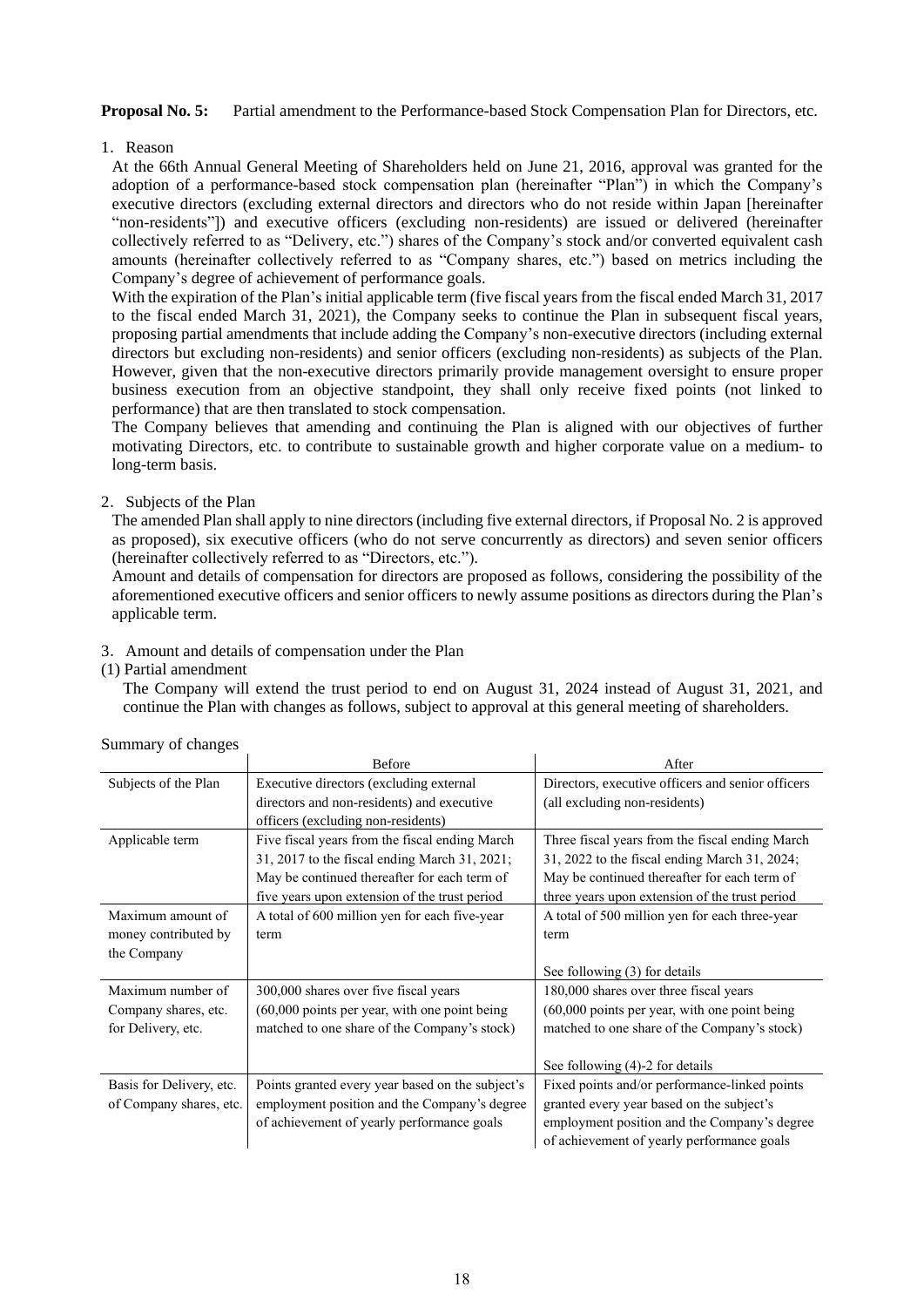**Proposal No. 5:** Partial amendment to the Performance-based Stock Compensation Plan for Directors, etc.

1. Reason

At the 66th Annual General Meeting of Shareholders held on June 21, 2016, approval was granted for the adoption of a performance-based stock compensation plan (hereinafter "Plan") in which the Company's executive directors (excluding external directors and directors who do not reside within Japan [hereinafter "non-residents"]) and executive officers (excluding non-residents) are issued or delivered (hereinafter collectively referred to as "Delivery, etc.") shares of the Company's stock and/or converted equivalent cash amounts (hereinafter collectively referred to as "Company shares, etc.") based on metrics including the Company's degree of achievement of performance goals.

With the expiration of the Plan's initial applicable term (five fiscal years from the fiscal ended March 31, 2017 to the fiscal ended March 31, 2021), the Company seeks to continue the Plan in subsequent fiscal years, proposing partial amendments that include adding the Company's non-executive directors (including external directors but excluding non-residents) and senior officers (excluding non-residents) as subjects of the Plan. However, given that the non-executive directors primarily provide management oversight to ensure proper business execution from an objective standpoint, they shall only receive fixed points (not linked to performance) that are then translated to stock compensation.

The Company believes that amending and continuing the Plan is aligned with our objectives of further motivating Directors, etc. to contribute to sustainable growth and higher corporate value on a medium- to long-term basis.

2. Subjects of the Plan

The amended Plan shall apply to nine directors (including five external directors, if Proposal No. 2 is approved as proposed), six executive officers (who do not serve concurrently as directors) and seven senior officers (hereinafter collectively referred to as "Directors, etc.").

Amount and details of compensation for directors are proposed as follows, considering the possibility of the aforementioned executive officers and senior officers to newly assume positions as directors during the Plan's applicable term.

3. Amount and details of compensation under the Plan

(1) Partial amendment

The Company will extend the trust period to end on August 31, 2024 instead of August 31, 2021, and continue the Plan with changes as follows, subject to approval at this general meeting of shareholders.

Summary of changes

| | Before | After |
|---|---|---|
| Subjects of the Plan | Executive directors (excluding external directors and non-residents) and executive officers (excluding non-residents) | Directors, executive officers and senior officers (all excluding non-residents) |
| Applicable term | Five fiscal years from the fiscal ending March 31, 2017 to the fiscal ending March 31, 2021; May be continued thereafter for each term of five years upon extension of the trust period | Three fiscal years from the fiscal ending March 31, 2022 to the fiscal ending March 31, 2024; May be continued thereafter for each term of three years upon extension of the trust period |
| Maximum amount of money contributed by the Company | A total of 600 million yen for each five-year term | A total of 500 million yen for each three-year term<br><br>See following (3) for details |
| Maximum number of Company shares, etc. for Delivery, etc. | 300,000 shares over five fiscal years (60,000 points per year, with one point being matched to one share of the Company's stock) | 180,000 shares over three fiscal years (60,000 points per year, with one point being matched to one share of the Company's stock)<br><br>See following (4)-2 for details |
| Basis for Delivery, etc. of Company shares, etc. | Points granted every year based on the subject's employment position and the Company's degree of achievement of yearly performance goals | Fixed points and/or performance-linked points granted every year based on the subject's employment position and the Company's degree of achievement of yearly performance goals |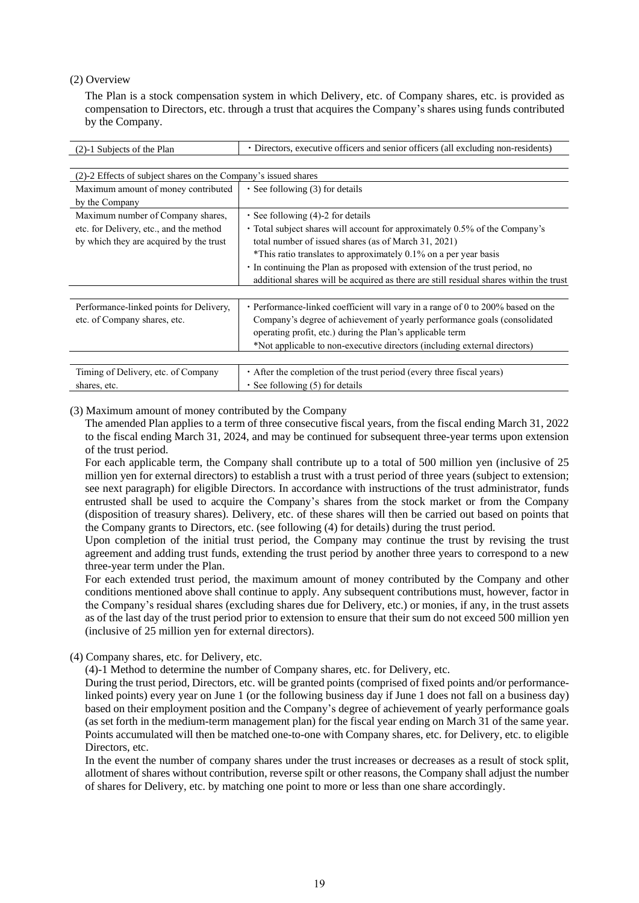(2) Overview

The Plan is a stock compensation system in which Delivery, etc. of Company shares, etc. is provided as compensation to Directors, etc. through a trust that acquires the Company's shares using funds contributed by the Company.

| (2)-1 Subjects of the Plan | ・Directors, executive officers and senior officers (all excluding non-residents) |
|---|---|

| (2)-2 Effects of subject shares on the Company's issued shares | |
|---|---|
| Maximum amount of money contributed by the Company | ・See following (3) for details |
| Maximum number of Company shares, etc. for Delivery, etc., and the method by which they are acquired by the trust | ・See following (4)-2 for details<br>・Total subject shares will account for approximately 0.5% of the Company's total number of issued shares (as of March 31, 2021)<br>\*This ratio translates to approximately 0.1% on a per year basis<br>・In continuing the Plan as proposed with extension of the trust period, no additional shares will be acquired as there are still residual shares within the trust |

| Performance-linked points for Delivery, etc. of Company shares, etc. | ・Performance-linked coefficient will vary in a range of 0 to 200% based on the Company's degree of achievement of yearly performance goals (consolidated operating profit, etc.) during the Plan's applicable term<br>\*Not applicable to non-executive directors (including external directors) |
|---|---|

| Timing of Delivery, etc. of Company shares, etc. | ・After the completion of the trust period (every three fiscal years)<br>・See following (5) for details |
|---|---|

(3) Maximum amount of money contributed by the Company

The amended Plan applies to a term of three consecutive fiscal years, from the fiscal ending March 31, 2022 to the fiscal ending March 31, 2024, and may be continued for subsequent three-year terms upon extension of the trust period.

For each applicable term, the Company shall contribute up to a total of 500 million yen (inclusive of 25 million yen for external directors) to establish a trust with a trust period of three years (subject to extension; see next paragraph) for eligible Directors. In accordance with instructions of the trust administrator, funds entrusted shall be used to acquire the Company's shares from the stock market or from the Company (disposition of treasury shares). Delivery, etc. of these shares will then be carried out based on points that the Company grants to Directors, etc. (see following (4) for details) during the trust period.

Upon completion of the initial trust period, the Company may continue the trust by revising the trust agreement and adding trust funds, extending the trust period by another three years to correspond to a new three-year term under the Plan.

For each extended trust period, the maximum amount of money contributed by the Company and other conditions mentioned above shall continue to apply. Any subsequent contributions must, however, factor in the Company's residual shares (excluding shares due for Delivery, etc.) or monies, if any, in the trust assets as of the last day of the trust period prior to extension to ensure that their sum do not exceed 500 million yen (inclusive of 25 million yen for external directors).

(4) Company shares, etc. for Delivery, etc.

(4)-1 Method to determine the number of Company shares, etc. for Delivery, etc.

During the trust period, Directors, etc. will be granted points (comprised of fixed points and/or performance-linked points) every year on June 1 (or the following business day if June 1 does not fall on a business day) based on their employment position and the Company's degree of achievement of yearly performance goals (as set forth in the medium-term management plan) for the fiscal year ending on March 31 of the same year. Points accumulated will then be matched one-to-one with Company shares, etc. for Delivery, etc. to eligible Directors, etc.

In the event the number of company shares under the trust increases or decreases as a result of stock split, allotment of shares without contribution, reverse spilt or other reasons, the Company shall adjust the number of shares for Delivery, etc. by matching one point to more or less than one share accordingly.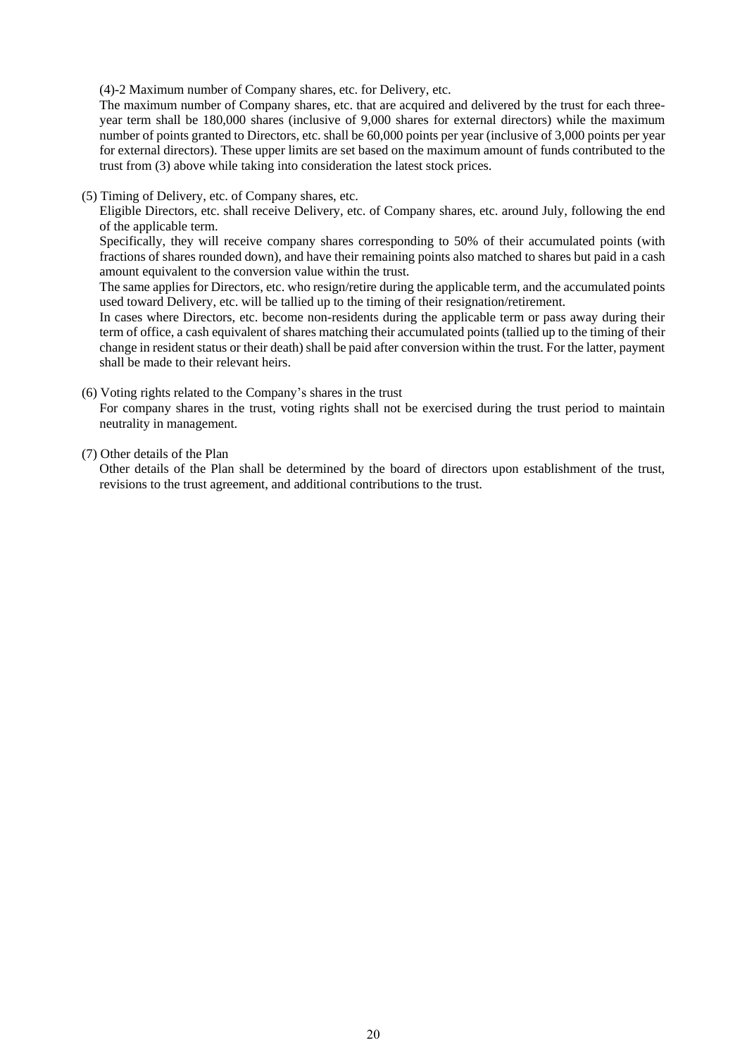(4)-2 Maximum number of Company shares, etc. for Delivery, etc.

The maximum number of Company shares, etc. that are acquired and delivered by the trust for each three-year term shall be 180,000 shares (inclusive of 9,000 shares for external directors) while the maximum number of points granted to Directors, etc. shall be 60,000 points per year (inclusive of 3,000 points per year for external directors). These upper limits are set based on the maximum amount of funds contributed to the trust from (3) above while taking into consideration the latest stock prices.

(5) Timing of Delivery, etc. of Company shares, etc.

Eligible Directors, etc. shall receive Delivery, etc. of Company shares, etc. around July, following the end of the applicable term.

Specifically, they will receive company shares corresponding to 50% of their accumulated points (with fractions of shares rounded down), and have their remaining points also matched to shares but paid in a cash amount equivalent to the conversion value within the trust.

The same applies for Directors, etc. who resign/retire during the applicable term, and the accumulated points used toward Delivery, etc. will be tallied up to the timing of their resignation/retirement.

In cases where Directors, etc. become non-residents during the applicable term or pass away during their term of office, a cash equivalent of shares matching their accumulated points (tallied up to the timing of their change in resident status or their death) shall be paid after conversion within the trust. For the latter, payment shall be made to their relevant heirs.

(6) Voting rights related to the Company's shares in the trust

For company shares in the trust, voting rights shall not be exercised during the trust period to maintain neutrality in management.

(7) Other details of the Plan

Other details of the Plan shall be determined by the board of directors upon establishment of the trust, revisions to the trust agreement, and additional contributions to the trust.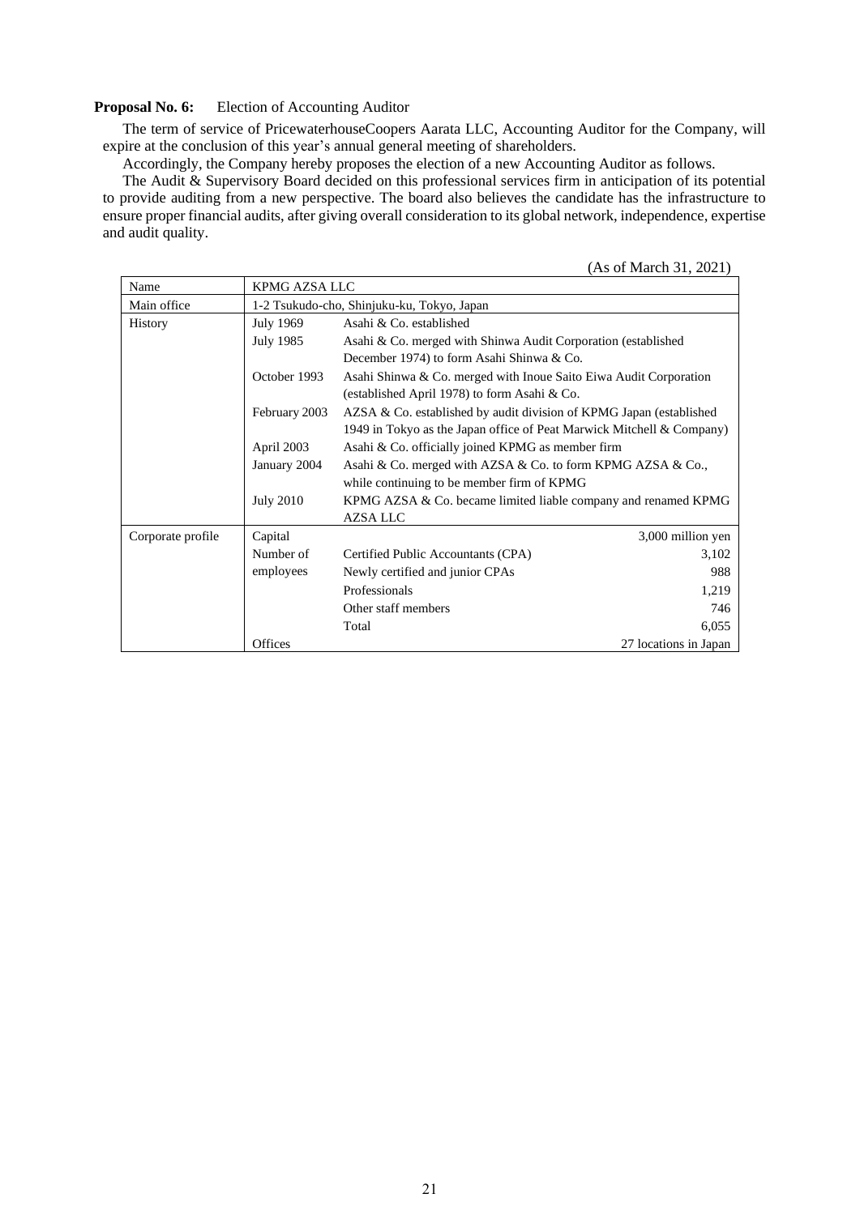**Proposal No. 6:** Election of Accounting Auditor

The term of service of PricewaterhouseCoopers Aarata LLC, Accounting Auditor for the Company, will expire at the conclusion of this year's annual general meeting of shareholders.

Accordingly, the Company hereby proposes the election of a new Accounting Auditor as follows.

The Audit & Supervisory Board decided on this professional services firm in anticipation of its potential to provide auditing from a new perspective. The board also believes the candidate has the infrastructure to ensure proper financial audits, after giving overall consideration to its global network, independence, expertise and audit quality.

(As of March 31, 2021)

| | | | |
|---|---|---|---|
| Name | KPMG AZSA LLC | | |
| Main office | 1-2 Tsukudo-cho, Shinjuku-ku, Tokyo, Japan | | |
| History | July 1969 | Asahi & Co. established | |
| | July 1985 | Asahi & Co. merged with Shinwa Audit Corporation (established December 1974) to form Asahi Shinwa & Co. | |
| | October 1993 | Asahi Shinwa & Co. merged with Inoue Saito Eiwa Audit Corporation (established April 1978) to form Asahi & Co. | |
| | February 2003 | AZSA & Co. established by audit division of KPMG Japan (established 1949 in Tokyo as the Japan office of Peat Marwick Mitchell & Company) | |
| | April 2003 | Asahi & Co. officially joined KPMG as member firm | |
| | January 2004 | Asahi & Co. merged with AZSA & Co. to form KPMG AZSA & Co., while continuing to be member firm of KPMG | |
| | July 2010 | KPMG AZSA & Co. became limited liable company and renamed KPMG AZSA LLC | |
| Corporate profile | Capital | | 3,000 million yen |
| | Number of employees | Certified Public Accountants (CPA) | 3,102 |
| | | Newly certified and junior CPAs | 988 |
| | | Professionals | 1,219 |
| | | Other staff members | 746 |
| | | Total | 6,055 |
| | Offices | | 27 locations in Japan |